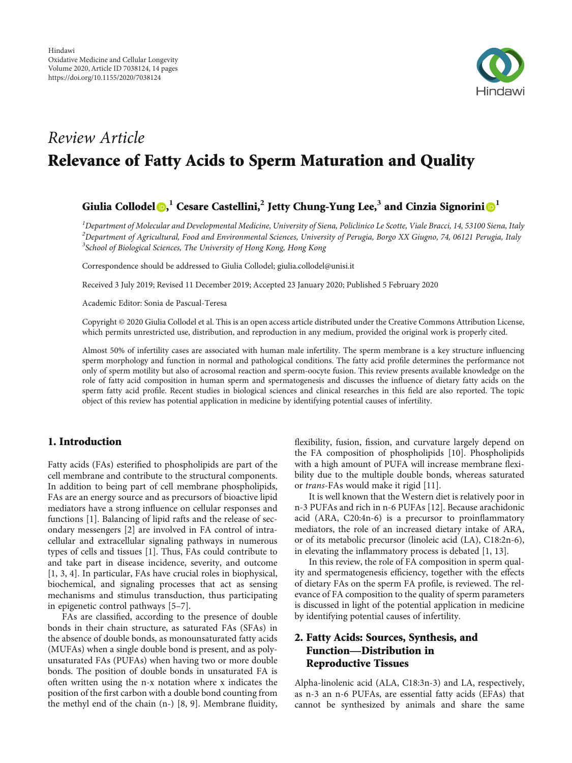Hindawi
Oxidative Medicine and Cellular Longevity
Volume 2020, Article ID 7038124, 14 pages
https://doi.org/10.1155/2020/7038124

*Review Article*

# Relevance of Fatty Acids to Sperm Maturation and Quality

**Giulia Collodel**,[1] **Cesare Castellini**,[2] **Jetty Chung-Yung Lee**,[3] **and Cinzia Signorini**[1]

[1]*Department of Molecular and Developmental Medicine, University of Siena, Policlinico Le Scotte, Viale Bracci, 14, 53100 Siena, Italy*
[2]*Department of Agricultural, Food and Environmental Sciences, University of Perugia, Borgo XX Giugno, 74, 06121 Perugia, Italy*
[3]*School of Biological Sciences, The University of Hong Kong, Hong Kong*

Correspondence should be addressed to Giulia Collodel; giulia.collodel@unisi.it

Received 3 July 2019; Revised 11 December 2019; Accepted 23 January 2020; Published 5 February 2020

Academic Editor: Sonia de Pascual-Teresa

Copyright © 2020 Giulia Collodel et al. This is an open access article distributed under the Creative Commons Attribution License, which permits unrestricted use, distribution, and reproduction in any medium, provided the original work is properly cited.

Almost 50% of infertility cases are associated with human male infertility. The sperm membrane is a key structure influencing sperm morphology and function in normal and pathological conditions. The fatty acid profile determines the performance not only of sperm motility but also of acrosomal reaction and sperm-oocyte fusion. This review presents available knowledge on the role of fatty acid composition in human sperm and spermatogenesis and discusses the influence of dietary fatty acids on the sperm fatty acid profile. Recent studies in biological sciences and clinical researches in this field are also reported. The topic object of this review has potential application in medicine by identifying potential causes of infertility.

## 1. Introduction

Fatty acids (FAs) esterified to phospholipids are part of the cell membrane and contribute to the structural components. In addition to being part of cell membrane phospholipids, FAs are an energy source and as precursors of bioactive lipid mediators have a strong influence on cellular responses and functions [1]. Balancing of lipid rafts and the release of secondary messengers [2] are involved in FA control of intracellular and extracellular signaling pathways in numerous types of cells and tissues [1]. Thus, FAs could contribute to and take part in disease incidence, severity, and outcome [1, 3, 4]. In particular, FAs have crucial roles in biophysical, biochemical, and signaling processes that act as sensing mechanisms and stimulus transduction, thus participating in epigenetic control pathways [5–7].

FAs are classified, according to the presence of double bonds in their chain structure, as saturated FAs (SFAs) in the absence of double bonds, as monounsaturated fatty acids (MUFAs) when a single double bond is present, and as polyunsaturated FAs (PUFAs) when having two or more double bonds. The position of double bonds in unsaturated FA is often written using the n-x notation where x indicates the position of the first carbon with a double bond counting from the methyl end of the chain (n-) [8, 9]. Membrane fluidity, flexibility, fusion, fission, and curvature largely depend on the FA composition of phospholipids [10]. Phospholipids with a high amount of PUFA will increase membrane flexibility due to the multiple double bonds, whereas saturated or *trans*-FAs would make it rigid [11].

It is well known that the Western diet is relatively poor in n-3 PUFAs and rich in n-6 PUFAs [12]. Because arachidonic acid (ARA, C20:4n-6) is a precursor to proinflammatory mediators, the role of an increased dietary intake of ARA, or of its metabolic precursor (linoleic acid (LA), C18:2n-6), in elevating the inflammatory process is debated [1, 13].

In this review, the role of FA composition in sperm quality and spermatogenesis efficiency, together with the effects of dietary FAs on the sperm FA profile, is reviewed. The relevance of FA composition to the quality of sperm parameters is discussed in light of the potential application in medicine by identifying potential causes of infertility.

## 2. Fatty Acids: Sources, Synthesis, and Function—Distribution in Reproductive Tissues

Alpha-linolenic acid (ALA, C18:3n-3) and LA, respectively, as n-3 an n-6 PUFAs, are essential fatty acids (EFAs) that cannot be synthesized by animals and share the same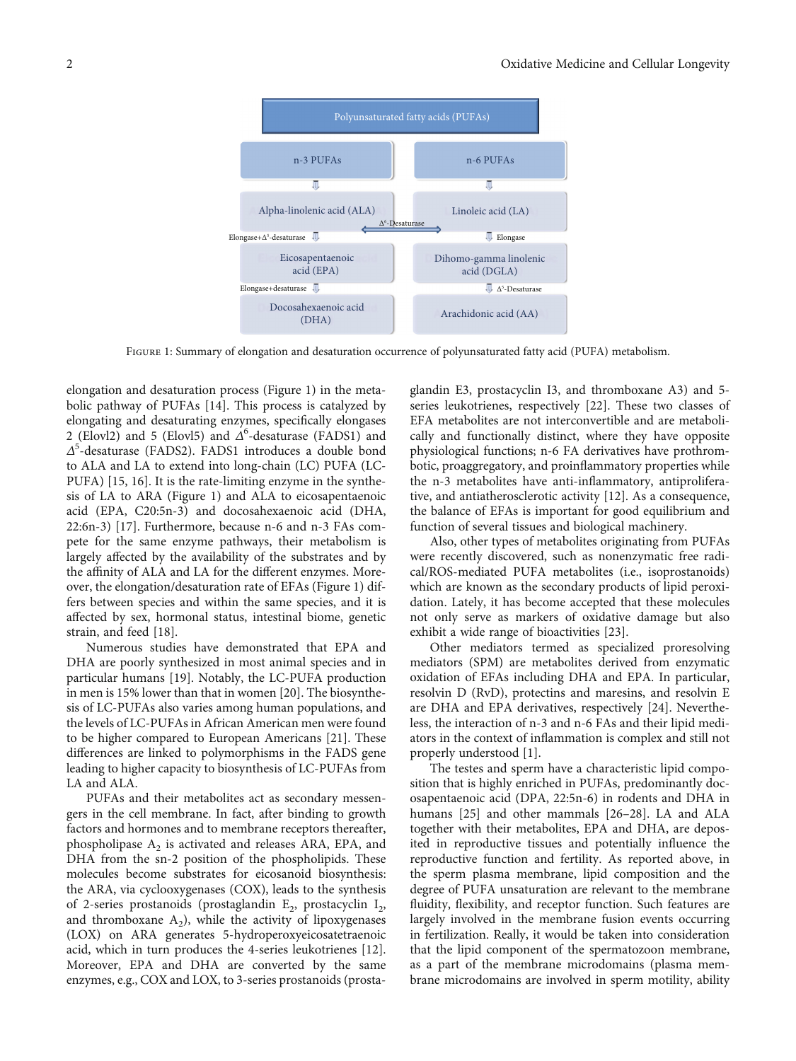Polyunsaturated fatty acids (PUFAs)

| n-3 PUFAs | | n-6 PUFAs |
|---|---|---|
| Alpha-linolenic acid (ALA) | $\Delta^6$-Desaturase | Linoleic acid (LA) |
| Elongase+$\Delta^5$-desaturase | | Elongase |
| Eicosapentaenoic acid (EPA) | | Dihomo-gamma linolenic acid (DGLA) |
| Elongase+desaturase | | $\Delta^5$-Desaturase |
| Docosahexaenoic acid (DHA) | | Arachidonic acid (AA) |

Figure 1: Summary of elongation and desaturation occurrence of polyunsaturated fatty acid (PUFA) metabolism.

elongation and desaturation process (Figure 1) in the metabolic pathway of PUFAs [14]. This process is catalyzed by elongating and desaturating enzymes, specifically elongases 2 (Elovl2) and 5 (Elovl5) and $\Delta^6$-desaturase (FADS1) and $\Delta^5$-desaturase (FADS2). FADS1 introduces a double bond to ALA and LA to extend into long-chain (LC) PUFA (LC-PUFA) [15, 16]. It is the rate-limiting enzyme in the synthesis of LA to ARA (Figure 1) and ALA to eicosapentaenoic acid (EPA, C20:5n-3) and docosahexaenoic acid (DHA, 22:6n-3) [17]. Furthermore, because n-6 and n-3 FAs compete for the same enzyme pathways, their metabolism is largely affected by the availability of the substrates and by the affinity of ALA and LA for the different enzymes. Moreover, the elongation/desaturation rate of EFAs (Figure 1) differs between species and within the same species, and it is affected by sex, hormonal status, intestinal biome, genetic strain, and feed [18].

Numerous studies have demonstrated that EPA and DHA are poorly synthesized in most animal species and in particular humans [19]. Notably, the LC-PUFA production in men is 15% lower than that in women [20]. The biosynthesis of LC-PUFAs also varies among human populations, and the levels of LC-PUFAs in African American men were found to be higher compared to European Americans [21]. These differences are linked to polymorphisms in the FADS gene leading to higher capacity to biosynthesis of LC-PUFAs from LA and ALA.

PUFAs and their metabolites act as secondary messengers in the cell membrane. In fact, after binding to growth factors and hormones and to membrane receptors thereafter, phospholipase $A_2$ is activated and releases ARA, EPA, and DHA from the sn-2 position of the phospholipids. These molecules become substrates for eicosanoid biosynthesis: the ARA, via cyclooxygenases (COX), leads to the synthesis of 2-series prostanoids (prostaglandin $E_2$, prostacyclin $I_2$, and thromboxane $A_2$), while the activity of lipoxygenases (LOX) on ARA generates 5-hydroperoxyeicosatetraenoic acid, which in turn produces the 4-series leukotrienes [12]. Moreover, EPA and DHA are converted by the same enzymes, e.g., COX and LOX, to 3-series prostanoids (prostaglandin E3, prostacyclin I3, and thromboxane A3) and 5-series leukotrienes, respectively [22]. These two classes of EFA metabolites are not interconvertible and are metabolically and functionally distinct, where they have opposite physiological functions; n-6 FA derivatives have prothrombotic, proaggregatory, and proinflammatory properties while the n-3 metabolites have anti-inflammatory, antiproliferative, and antiatherosclerotic activity [12]. As a consequence, the balance of EFAs is important for good equilibrium and function of several tissues and biological machinery.

Also, other types of metabolites originating from PUFAs were recently discovered, such as nonenzymatic free radical/ROS-mediated PUFA metabolites (i.e., isoprostanoids) which are known as the secondary products of lipid peroxidation. Lately, it has become accepted that these molecules not only serve as markers of oxidative damage but also exhibit a wide range of bioactivities [23].

Other mediators termed as specialized proresolving mediators (SPM) are metabolites derived from enzymatic oxidation of EFAs including DHA and EPA. In particular, resolvin D (RvD), protectins and maresins, and resolvin E are DHA and EPA derivatives, respectively [24]. Nevertheless, the interaction of n-3 and n-6 FAs and their lipid mediators in the context of inflammation is complex and still not properly understood [1].

The testes and sperm have a characteristic lipid composition that is highly enriched in PUFAs, predominantly docosapentaenoic acid (DPA, 22:5n-6) in rodents and DHA in humans [25] and other mammals [26–28]. LA and ALA together with their metabolites, EPA and DHA, are deposited in reproductive tissues and potentially influence the reproductive function and fertility. As reported above, in the sperm plasma membrane, lipid composition and the degree of PUFA unsaturation are relevant to the membrane fluidity, flexibility, and receptor function. Such features are largely involved in the membrane fusion events occurring in fertilization. Really, it would be taken into consideration that the lipid component of the spermatozoon membrane, as a part of the membrane microdomains (plasma membrane microdomains are involved in sperm motility, ability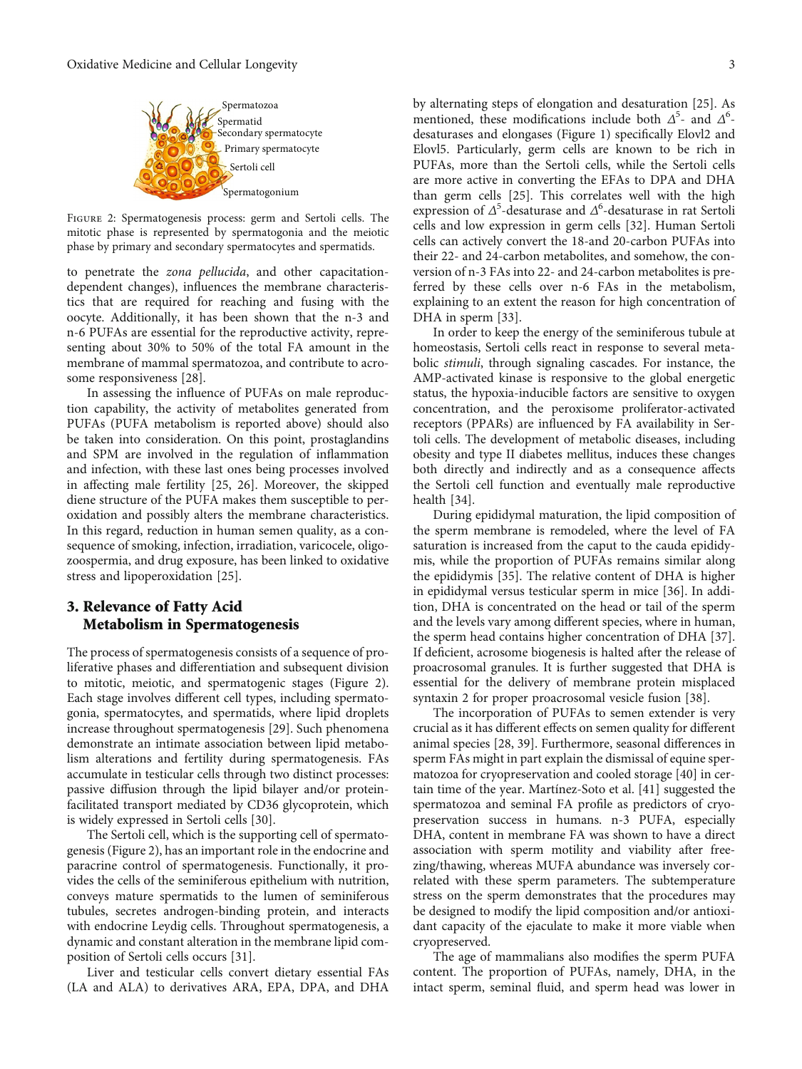Figure 2: Spermatogenesis process: germ and Sertoli cells. The mitotic phase is represented by spermatogonia and the meiotic phase by primary and secondary spermatocytes and spermatids.

to penetrate the *zona pellucida*, and other capacitation-dependent changes), influences the membrane characteristics that are required for reaching and fusing with the oocyte. Additionally, it has been shown that the n-3 and n-6 PUFAs are essential for the reproductive activity, representing about 30% to 50% of the total FA amount in the membrane of mammal spermatozoa, and contribute to acrosome responsiveness [28].

In assessing the influence of PUFAs on male reproduction capability, the activity of metabolites generated from PUFAs (PUFA metabolism is reported above) should also be taken into consideration. On this point, prostaglandins and SPM are involved in the regulation of inflammation and infection, with these last ones being processes involved in affecting male fertility [25, 26]. Moreover, the skipped diene structure of the PUFA makes them susceptible to peroxidation and possibly alters the membrane characteristics. In this regard, reduction in human semen quality, as a consequence of smoking, infection, irradiation, varicocele, oligozoospermia, and drug exposure, has been linked to oxidative stress and lipoperoxidation [25].

## 3. Relevance of Fatty Acid Metabolism in Spermatogenesis

The process of spermatogenesis consists of a sequence of proliferative phases and differentiation and subsequent division to mitotic, meiotic, and spermatogenic stages (Figure 2). Each stage involves different cell types, including spermatogonia, spermatocytes, and spermatids, where lipid droplets increase throughout spermatogenesis [29]. Such phenomena demonstrate an intimate association between lipid metabolism alterations and fertility during spermatogenesis. FAs accumulate in testicular cells through two distinct processes: passive diffusion through the lipid bilayer and/or protein-facilitated transport mediated by CD36 glycoprotein, which is widely expressed in Sertoli cells [30].

The Sertoli cell, which is the supporting cell of spermatogenesis (Figure 2), has an important role in the endocrine and paracrine control of spermatogenesis. Functionally, it provides the cells of the seminiferous epithelium with nutrition, conveys mature spermatids to the lumen of seminiferous tubules, secretes androgen-binding protein, and interacts with endocrine Leydig cells. Throughout spermatogenesis, a dynamic and constant alteration in the membrane lipid composition of Sertoli cells occurs [31].

Liver and testicular cells convert dietary essential FAs (LA and ALA) to derivatives ARA, EPA, DPA, and DHA by alternating steps of elongation and desaturation [25]. As mentioned, these modifications include both $\Delta^5$- and $\Delta^6$-desaturases and elongases (Figure 1) specifically Elovl2 and Elovl5. Particularly, germ cells are known to be rich in PUFAs, more than the Sertoli cells, while the Sertoli cells are more active in converting the EFAs to DPA and DHA than germ cells [25]. This correlates well with the high expression of $\Delta^5$-desaturase and $\Delta^6$-desaturase in rat Sertoli cells and low expression in germ cells [32]. Human Sertoli cells can actively convert the 18-and 20-carbon PUFAs into their 22- and 24-carbon metabolites, and somehow, the conversion of n-3 FAs into 22- and 24-carbon metabolites is preferred by these cells over n-6 FAs in the metabolism, explaining to an extent the reason for high concentration of DHA in sperm [33].

In order to keep the energy of the seminiferous tubule at homeostasis, Sertoli cells react in response to several metabolic *stimuli*, through signaling cascades. For instance, the AMP-activated kinase is responsive to the global energetic status, the hypoxia-inducible factors are sensitive to oxygen concentration, and the peroxisome proliferator-activated receptors (PPARs) are influenced by FA availability in Sertoli cells. The development of metabolic diseases, including obesity and type II diabetes mellitus, induces these changes both directly and indirectly and as a consequence affects the Sertoli cell function and eventually male reproductive health [34].

During epididymal maturation, the lipid composition of the sperm membrane is remodeled, where the level of FA saturation is increased from the caput to the cauda epididymis, while the proportion of PUFAs remains similar along the epididymis [35]. The relative content of DHA is higher in epididymal versus testicular sperm in mice [36]. In addition, DHA is concentrated on the head or tail of the sperm and the levels vary among different species, where in human, the sperm head contains higher concentration of DHA [37]. If deficient, acrosome biogenesis is halted after the release of proacrosomal granules. It is further suggested that DHA is essential for the delivery of membrane protein misplaced syntaxin 2 for proper proacrosomal vesicle fusion [38].

The incorporation of PUFAs to semen extender is very crucial as it has different effects on semen quality for different animal species [28, 39]. Furthermore, seasonal differences in sperm FAs might in part explain the dismissal of equine spermatozoa for cryopreservation and cooled storage [40] in certain time of the year. Martínez-Soto et al. [41] suggested the spermatozoa and seminal FA profile as predictors of cryopreservation success in humans. n-3 PUFA, especially DHA, content in membrane FA was shown to have a direct association with sperm motility and viability after freezing/thawing, whereas MUFA abundance was inversely correlated with these sperm parameters. The subtemperature stress on the sperm demonstrates that the procedures may be designed to modify the lipid composition and/or antioxidant capacity of the ejaculate to make it more viable when cryopreserved.

The age of mammalians also modifies the sperm PUFA content. The proportion of PUFAs, namely, DHA, in the intact sperm, seminal fluid, and sperm head was lower in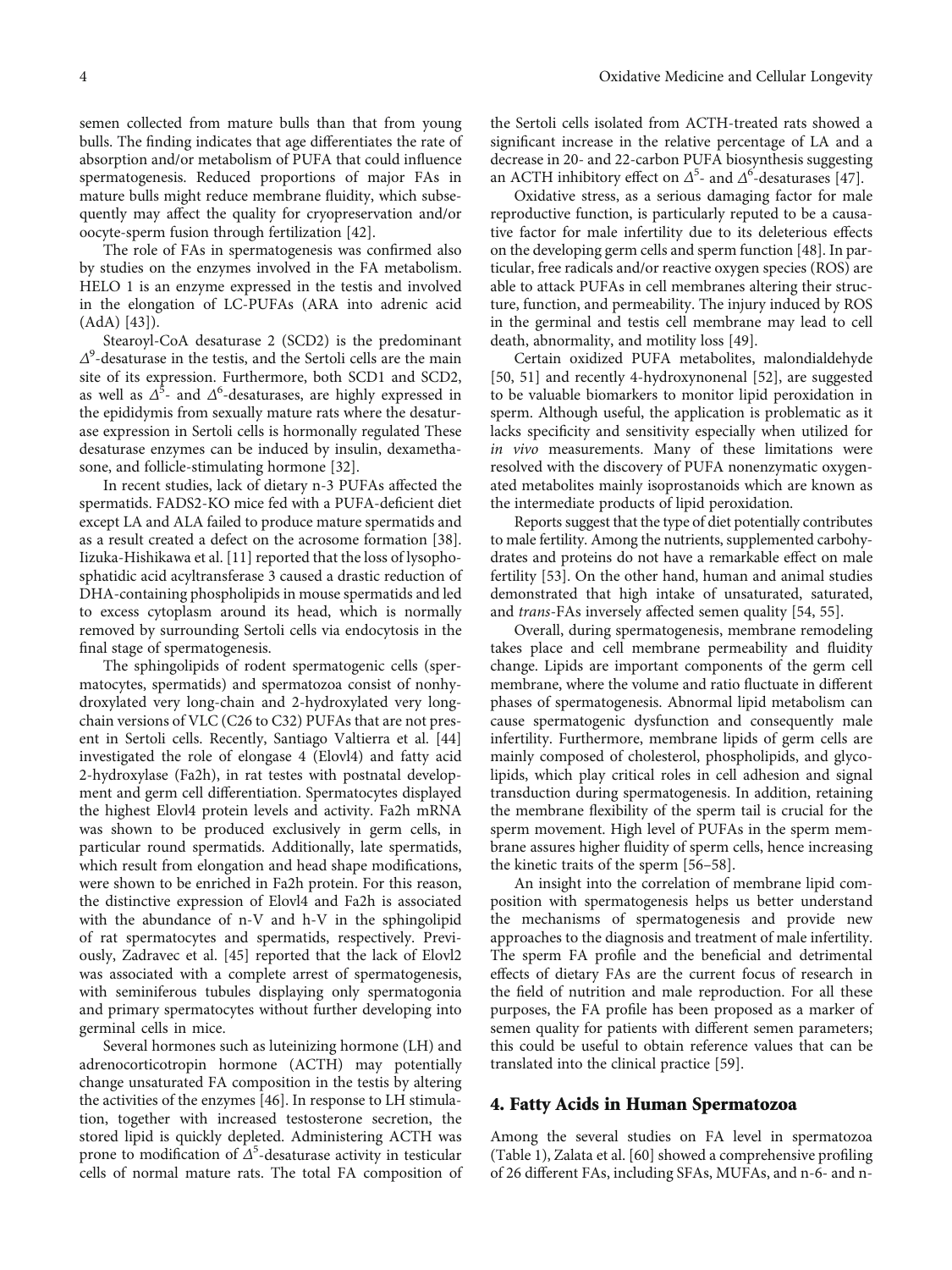semen collected from mature bulls than that from young bulls. The finding indicates that age differentiates the rate of absorption and/or metabolism of PUFA that could influence spermatogenesis. Reduced proportions of major FAs in mature bulls might reduce membrane fluidity, which subsequently may affect the quality for cryopreservation and/or oocyte-sperm fusion through fertilization [42].

The role of FAs in spermatogenesis was confirmed also by studies on the enzymes involved in the FA metabolism. HELO 1 is an enzyme expressed in the testis and involved in the elongation of LC-PUFAs (ARA into adrenic acid (AdA) [43]).

Stearoyl-CoA desaturase 2 (SCD2) is the predominant $\Delta^9$-desaturase in the testis, and the Sertoli cells are the main site of its expression. Furthermore, both SCD1 and SCD2, as well as $\Delta^5$- and $\Delta^6$-desaturases, are highly expressed in the epididymis from sexually mature rats where the desaturase expression in Sertoli cells is hormonally regulated These desaturase enzymes can be induced by insulin, dexamethasone, and follicle-stimulating hormone [32].

In recent studies, lack of dietary n-3 PUFAs affected the spermatids. FADS2-KO mice fed with a PUFA-deficient diet except LA and ALA failed to produce mature spermatids and as a result created a defect on the acrosome formation [38]. Iizuka-Hishikawa et al. [11] reported that the loss of lysophosphatidic acid acyltransferase 3 caused a drastic reduction of DHA-containing phospholipids in mouse spermatids and led to excess cytoplasm around its head, which is normally removed by surrounding Sertoli cells via endocytosis in the final stage of spermatogenesis.

The sphingolipids of rodent spermatogenic cells (spermatocytes, spermatids) and spermatozoa consist of nonhydroxylated very long-chain and 2-hydroxylated very long-chain versions of VLC (C26 to C32) PUFAs that are not present in Sertoli cells. Recently, Santiago Valtierra et al. [44] investigated the role of elongase 4 (Elovl4) and fatty acid 2-hydroxylase (Fa2h), in rat testes with postnatal development and germ cell differentiation. Spermatocytes displayed the highest Elovl4 protein levels and activity. Fa2h mRNA was shown to be produced exclusively in germ cells, in particular round spermatids. Additionally, late spermatids, which result from elongation and head shape modifications, were shown to be enriched in Fa2h protein. For this reason, the distinctive expression of Elovl4 and Fa2h is associated with the abundance of n-V and h-V in the sphingolipid of rat spermatocytes and spermatids, respectively. Previously, Zadravec et al. [45] reported that the lack of Elovl2 was associated with a complete arrest of spermatogenesis, with seminiferous tubules displaying only spermatogonia and primary spermatocytes without further developing into germinal cells in mice.

Several hormones such as luteinizing hormone (LH) and adrenocorticotropin hormone (ACTH) may potentially change unsaturated FA composition in the testis by altering the activities of the enzymes [46]. In response to LH stimulation, together with increased testosterone secretion, the stored lipid is quickly depleted. Administering ACTH was prone to modification of $\Delta^5$-desaturase activity in testicular cells of normal mature rats. The total FA composition of the Sertoli cells isolated from ACTH-treated rats showed a significant increase in the relative percentage of LA and a decrease in 20- and 22-carbon PUFA biosynthesis suggesting an ACTH inhibitory effect on $\Delta^5$- and $\Delta^6$-desaturases [47].

Oxidative stress, as a serious damaging factor for male reproductive function, is particularly reputed to be a causative factor for male infertility due to its deleterious effects on the developing germ cells and sperm function [48]. In particular, free radicals and/or reactive oxygen species (ROS) are able to attack PUFAs in cell membranes altering their structure, function, and permeability. The injury induced by ROS in the germinal and testis cell membrane may lead to cell death, abnormality, and motility loss [49].

Certain oxidized PUFA metabolites, malondialdehyde [50, 51] and recently 4-hydroxynonenal [52], are suggested to be valuable biomarkers to monitor lipid peroxidation in sperm. Although useful, the application is problematic as it lacks specificity and sensitivity especially when utilized for *in vivo* measurements. Many of these limitations were resolved with the discovery of PUFA nonenzymatic oxygenated metabolites mainly isoprostanoids which are known as the intermediate products of lipid peroxidation.

Reports suggest that the type of diet potentially contributes to male fertility. Among the nutrients, supplemented carbohydrates and proteins do not have a remarkable effect on male fertility [53]. On the other hand, human and animal studies demonstrated that high intake of unsaturated, saturated, and *trans*-FAs inversely affected semen quality [54, 55].

Overall, during spermatogenesis, membrane remodeling takes place and cell membrane permeability and fluidity change. Lipids are important components of the germ cell membrane, where the volume and ratio fluctuate in different phases of spermatogenesis. Abnormal lipid metabolism can cause spermatogenic dysfunction and consequently male infertility. Furthermore, membrane lipids of germ cells are mainly composed of cholesterol, phospholipids, and glycolipids, which play critical roles in cell adhesion and signal transduction during spermatogenesis. In addition, retaining the membrane flexibility of the sperm tail is crucial for the sperm movement. High level of PUFAs in the sperm membrane assures higher fluidity of sperm cells, hence increasing the kinetic traits of the sperm [56–58].

An insight into the correlation of membrane lipid composition with spermatogenesis helps us better understand the mechanisms of spermatogenesis and provide new approaches to the diagnosis and treatment of male infertility. The sperm FA profile and the beneficial and detrimental effects of dietary FAs are the current focus of research in the field of nutrition and male reproduction. For all these purposes, the FA profile has been proposed as a marker of semen quality for patients with different semen parameters; this could be useful to obtain reference values that can be translated into the clinical practice [59].

## 4. Fatty Acids in Human Spermatozoa

Among the several studies on FA level in spermatozoa (Table 1), Zalata et al. [60] showed a comprehensive profiling of 26 different FAs, including SFAs, MUFAs, and n-6- and n-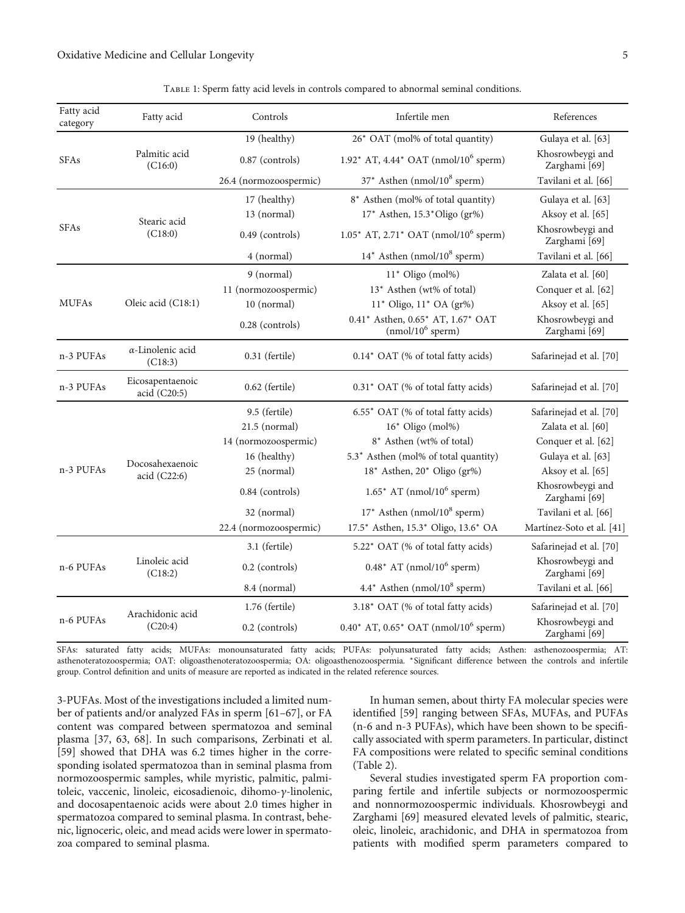Table 1: Sperm fatty acid levels in controls compared to abnormal seminal conditions.

| Fatty acid category | Fatty acid | Controls | Infertile men | References |
|---|---|---|---|---|
| SFAs | Palmitic acid (C16:0) | 19 (healthy) | 26* OAT (mol% of total quantity) | Gulaya et al. [63] |
| | | 0.87 (controls) | 1.92* AT, 4.44* OAT (nmol/$10^6$ sperm) | Khosrowbeygi and Zarghami [69] |
| | | 26.4 (normozoospermic) | 37* Asthen (nmol/$10^8$ sperm) | Tavilani et al. [66] |
| SFAs | Stearic acid (C18:0) | 17 (healthy) | 8* Asthen (mol% of total quantity) | Gulaya et al. [63] |
| | | 13 (normal) | 17* Asthen, 15.3*Oligo (gr%) | Aksoy et al. [65] |
| | | 0.49 (controls) | 1.05* AT, 2.71* OAT (nmol/$10^6$ sperm) | Khosrowbeygi and Zarghami [69] |
| | | 4 (normal) | 14* Asthen (nmol/$10^8$ sperm) | Tavilani et al. [66] |
| MUFAs | Oleic acid (C18:1) | 9 (normal) | 11* Oligo (mol%) | Zalata et al. [60] |
| | | 11 (normozoospermic) | 13* Asthen (wt% of total) | Conquer et al. [62] |
| | | 10 (normal) | 11* Oligo, 11* OA (gr%) | Aksoy et al. [65] |
| | | 0.28 (controls) | 0.41* Asthen, 0.65* AT, 1.67* OAT (nmol/$10^6$ sperm) | Khosrowbeygi and Zarghami [69] |
| n-3 PUFAs | α-Linolenic acid (C18:3) | 0.31 (fertile) | 0.14* OAT (% of total fatty acids) | Safarinejad et al. [70] |
| n-3 PUFAs | Eicosapentaenoic acid (C20:5) | 0.62 (fertile) | 0.31* OAT (% of total fatty acids) | Safarinejad et al. [70] |
| n-3 PUFAs | Docosahexaenoic acid (C22:6) | 9.5 (fertile) | 6.55* OAT (% of total fatty acids) | Safarinejad et al. [70] |
| | | 21.5 (normal) | 16* Oligo (mol%) | Zalata et al. [60] |
| | | 14 (normozoospermic) | 8* Asthen (wt% of total) | Conquer et al. [62] |
| | | 16 (healthy) | 5.3* Asthen (mol% of total quantity) | Gulaya et al. [63] |
| | | 25 (normal) | 18* Asthen, 20* Oligo (gr%) | Aksoy et al. [65] |
| | | 0.84 (controls) | 1.65* AT (nmol/$10^6$ sperm) | Khosrowbeygi and Zarghami [69] |
| | | 32 (normal) | 17* Asthen (nmol/$10^8$ sperm) | Tavilani et al. [66] |
| | | 22.4 (normozoospermic) | 17.5* Asthen, 15.3* Oligo, 13.6* OA | Martínez-Soto et al. [41] |
| n-6 PUFAs | Linoleic acid (C18:2) | 3.1 (fertile) | 5.22* OAT (% of total fatty acids) | Safarinejad et al. [70] |
| | | 0.2 (controls) | 0.48* AT (nmol/$10^6$ sperm) | Khosrowbeygi and Zarghami [69] |
| | | 8.4 (normal) | 4.4* Asthen (nmol/$10^8$ sperm) | Tavilani et al. [66] |
| n-6 PUFAs | Arachidonic acid (C20:4) | 1.76 (fertile) | 3.18* OAT (% of total fatty acids) | Safarinejad et al. [70] |
| | | 0.2 (controls) | 0.40* AT, 0.65* OAT (nmol/$10^6$ sperm) | Khosrowbeygi and Zarghami [69] |

SFAs: saturated fatty acids; MUFAs: monounsaturated fatty acids; PUFAs: polyunsaturated fatty acids; Asthen: asthenozoospermia; AT: asthenoteratozoospermia; OAT: oligoasthenoteratozoospermia; OA: oligoasthenozoospermia. *Significant difference between the controls and infertile group. Control definition and units of measure are reported as indicated in the related reference sources.

3-PUFAs. Most of the investigations included a limited number of patients and/or analyzed FAs in sperm [61–67], or FA content was compared between spermatozoa and seminal plasma [37, 63, 68]. In such comparisons, Zerbinati et al. [59] showed that DHA was 6.2 times higher in the corresponding isolated spermatozoa than in seminal plasma from normozoospermic samples, while myristic, palmitic, palmitoleic, vaccenic, linoleic, eicosadienoic, dihomo-γ-linolenic, and docosapentaenoic acids were about 2.0 times higher in spermatozoa compared to seminal plasma. In contrast, behenic, lignoceric, oleic, and mead acids were lower in spermatozoa compared to seminal plasma.

In human semen, about thirty FA molecular species were identified [59] ranging between SFAs, MUFAs, and PUFAs (n-6 and n-3 PUFAs), which have been shown to be specifically associated with sperm parameters. In particular, distinct FA compositions were related to specific seminal conditions (Table 2).

Several studies investigated sperm FA proportion comparing fertile and infertile subjects or normozoospermic and nonnormozoospermic individuals. Khosrowbeygi and Zarghami [69] measured elevated levels of palmitic, stearic, oleic, linoleic, arachidonic, and DHA in spermatozoa from patients with modified sperm parameters compared to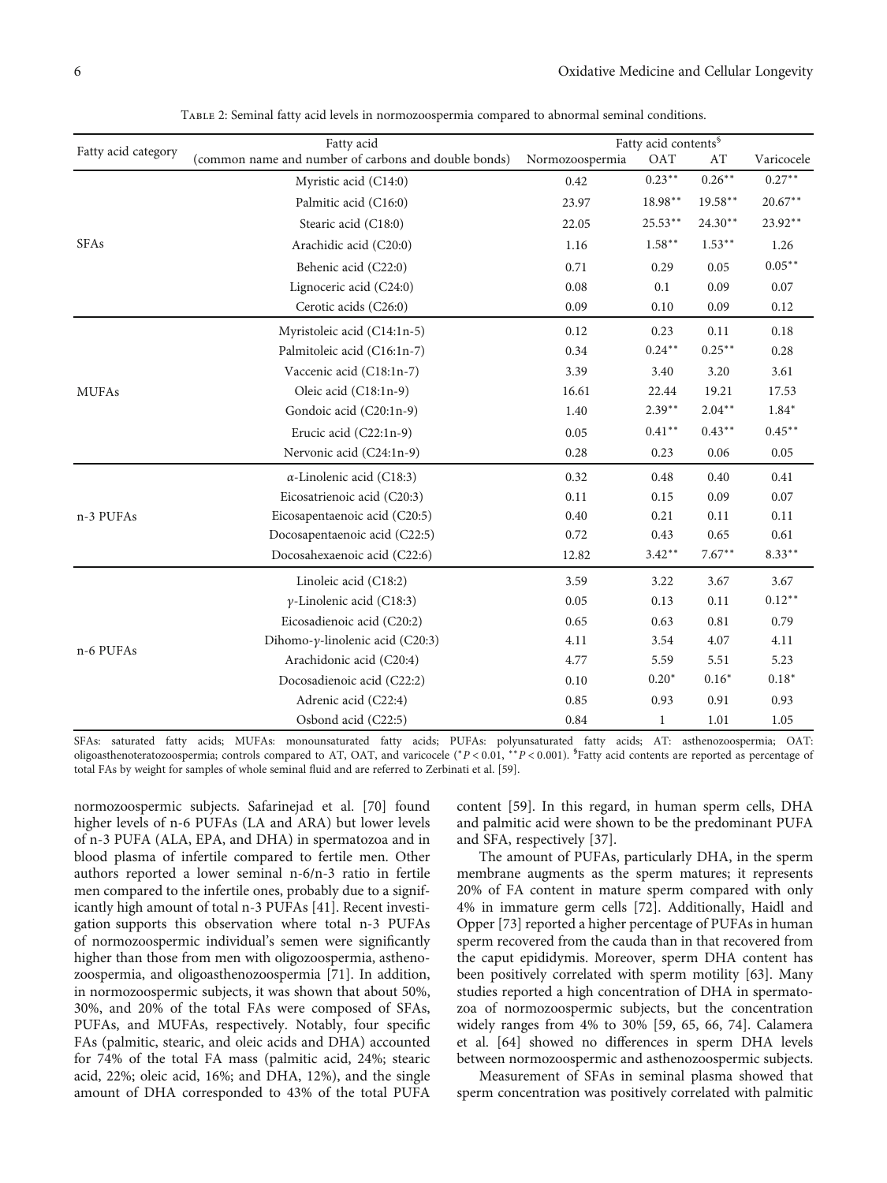Table 2: Seminal fatty acid levels in normozoospermia compared to abnormal seminal conditions.

| Fatty acid category | Fatty acid (common name and number of carbons and double bonds) | Fatty acid contents$^{\$}$ | | | |
|---|---|---|---|---|---|
| | | Normozoospermia | OAT | AT | Varicocele |
| SFAs | Myristic acid (C14:0) | 0.42 | 0.23** | 0.26** | 0.27** |
| | Palmitic acid (C16:0) | 23.97 | 18.98** | 19.58** | 20.67** |
| | Stearic acid (C18:0) | 22.05 | 25.53** | 24.30** | 23.92** |
| | Arachidic acid (C20:0) | 1.16 | 1.58** | 1.53** | 1.26 |
| | Behenic acid (C22:0) | 0.71 | 0.29 | 0.05 | 0.05** |
| | Lignoceric acid (C24:0) | 0.08 | 0.1 | 0.09 | 0.07 |
| | Cerotic acids (C26:0) | 0.09 | 0.10 | 0.09 | 0.12 |
| MUFAs | Myristoleic acid (C14:1n-5) | 0.12 | 0.23 | 0.11 | 0.18 |
| | Palmitoleic acid (C16:1n-7) | 0.34 | 0.24** | 0.25** | 0.28 |
| | Vaccenic acid (C18:1n-7) | 3.39 | 3.40 | 3.20 | 3.61 |
| | Oleic acid (C18:1n-9) | 16.61 | 22.44 | 19.21 | 17.53 |
| | Gondoic acid (C20:1n-9) | 1.40 | 2.39** | 2.04** | 1.84* |
| | Erucic acid (C22:1n-9) | 0.05 | 0.41** | 0.43** | 0.45** |
| | Nervonic acid (C24:1n-9) | 0.28 | 0.23 | 0.06 | 0.05 |
| n-3 PUFAs | $\alpha$-Linolenic acid (C18:3) | 0.32 | 0.48 | 0.40 | 0.41 |
| | Eicosatrienoic acid (C20:3) | 0.11 | 0.15 | 0.09 | 0.07 |
| | Eicosapentaenoic acid (C20:5) | 0.40 | 0.21 | 0.11 | 0.11 |
| | Docosapentaenoic acid (C22:5) | 0.72 | 0.43 | 0.65 | 0.61 |
| | Docosahexaenoic acid (C22:6) | 12.82 | 3.42** | 7.67** | 8.33** |
| n-6 PUFAs | Linoleic acid (C18:2) | 3.59 | 3.22 | 3.67 | 3.67 |
| | $\gamma$-Linolenic acid (C18:3) | 0.05 | 0.13 | 0.11 | 0.12** |
| | Eicosadienoic acid (C20:2) | 0.65 | 0.63 | 0.81 | 0.79 |
| | Dihomo-$\gamma$-linolenic acid (C20:3) | 4.11 | 3.54 | 4.07 | 4.11 |
| | Arachidonic acid (C20:4) | 4.77 | 5.59 | 5.51 | 5.23 |
| | Docosadienoic acid (C22:2) | 0.10 | 0.20* | 0.16* | 0.18* |
| | Adrenic acid (C22:4) | 0.85 | 0.93 | 0.91 | 0.93 |
| | Osbond acid (C22:5) | 0.84 | 1 | 1.01 | 1.05 |

SFAs: saturated fatty acids; MUFAs: monounsaturated fatty acids; PUFAs: polyunsaturated fatty acids; AT: asthenozoospermia; OAT: oligoasthenoteratozoospermia; controls compared to AT, OAT, and varicocele ($^{*}P < 0.01$, $^{**}P < 0.001$). $^{\$}$Fatty acid contents are reported as percentage of total FAs by weight for samples of whole seminal fluid and are referred to Zerbinati et al. [59].

normozoospermic subjects. Safarinejad et al. [70] found higher levels of n-6 PUFAs (LA and ARA) but lower levels of n-3 PUFA (ALA, EPA, and DHA) in spermatozoa and in blood plasma of infertile compared to fertile men. Other authors reported a lower seminal n-6/n-3 ratio in fertile men compared to the infertile ones, probably due to a significantly high amount of total n-3 PUFAs [41]. Recent investigation supports this observation where total n-3 PUFAs of normozoospermic individual's semen were significantly higher than those from men with oligozoospermia, asthenozoospermia, and oligoasthenozoospermia [71]. In addition, in normozoospermic subjects, it was shown that about 50%, 30%, and 20% of the total FAs were composed of SFAs, PUFAs, and MUFAs, respectively. Notably, four specific FAs (palmitic, stearic, and oleic acids and DHA) accounted for 74% of the total FA mass (palmitic acid, 24%; stearic acid, 22%; oleic acid, 16%; and DHA, 12%), and the single amount of DHA corresponded to 43% of the total PUFA content [59]. In this regard, in human sperm cells, DHA and palmitic acid were shown to be the predominant PUFA and SFA, respectively [37].

The amount of PUFAs, particularly DHA, in the sperm membrane augments as the sperm matures; it represents 20% of FA content in mature sperm compared with only 4% in immature germ cells [72]. Additionally, Haidl and Opper [73] reported a higher percentage of PUFAs in human sperm recovered from the cauda than in that recovered from the caput epididymis. Moreover, sperm DHA content has been positively correlated with sperm motility [63]. Many studies reported a high concentration of DHA in spermatozoa of normozoospermic subjects, but the concentration widely ranges from 4% to 30% [59, 65, 66, 74]. Calamera et al. [64] showed no differences in sperm DHA levels between normozoospermic and asthenozoospermic subjects.

Measurement of SFAs in seminal plasma showed that sperm concentration was positively correlated with palmitic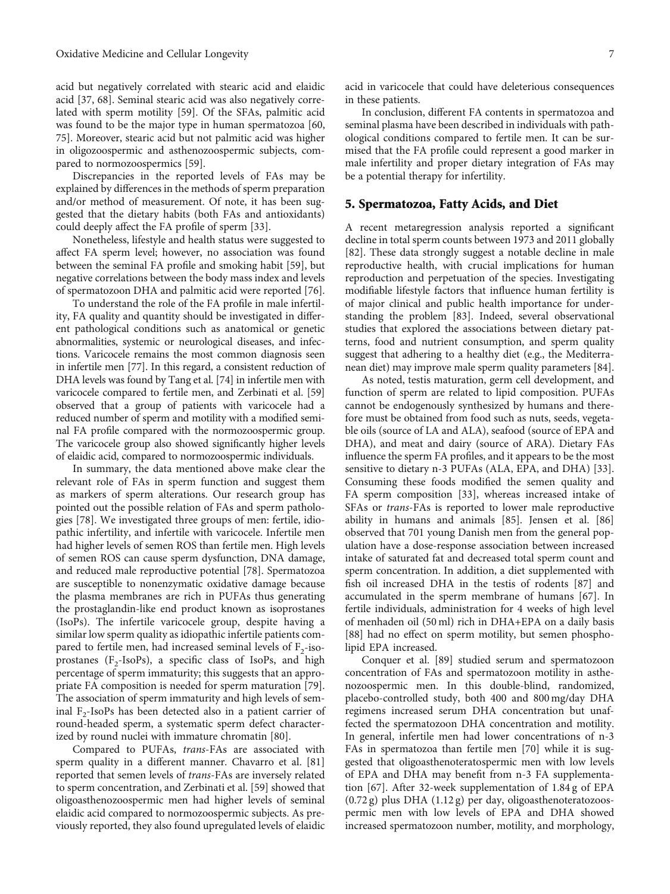acid but negatively correlated with stearic acid and elaidic acid [37, 68]. Seminal stearic acid was also negatively correlated with sperm motility [59]. Of the SFAs, palmitic acid was found to be the major type in human spermatozoa [60, 75]. Moreover, stearic acid but not palmitic acid was higher in oligozoospermic and asthenozoospermic subjects, compared to normozoospermics [59].

Discrepancies in the reported levels of FAs may be explained by differences in the methods of sperm preparation and/or method of measurement. Of note, it has been suggested that the dietary habits (both FAs and antioxidants) could deeply affect the FA profile of sperm [33].

Nonetheless, lifestyle and health status were suggested to affect FA sperm level; however, no association was found between the seminal FA profile and smoking habit [59], but negative correlations between the body mass index and levels of spermatozoon DHA and palmitic acid were reported [76].

To understand the role of the FA profile in male infertility, FA quality and quantity should be investigated in different pathological conditions such as anatomical or genetic abnormalities, systemic or neurological diseases, and infections. Varicocele remains the most common diagnosis seen in infertile men [77]. In this regard, a consistent reduction of DHA levels was found by Tang et al. [74] in infertile men with varicocele compared to fertile men, and Zerbinati et al. [59] observed that a group of patients with varicocele had a reduced number of sperm and motility with a modified seminal FA profile compared with the normozoospermic group. The varicocele group also showed significantly higher levels of elaidic acid, compared to normozoospermic individuals.

In summary, the data mentioned above make clear the relevant role of FAs in sperm function and suggest them as markers of sperm alterations. Our research group has pointed out the possible relation of FAs and sperm pathologies [78]. We investigated three groups of men: fertile, idiopathic infertility, and infertile with varicocele. Infertile men had higher levels of semen ROS than fertile men. High levels of semen ROS can cause sperm dysfunction, DNA damage, and reduced male reproductive potential [78]. Spermatozoa are susceptible to nonenzymatic oxidative damage because the plasma membranes are rich in PUFAs thus generating the prostaglandin-like end product known as isoprostanes (IsoPs). The infertile varicocele group, despite having a similar low sperm quality as idiopathic infertile patients compared to fertile men, had increased seminal levels of $F_2$-isoprostanes ($F_2$-IsoPs), a specific class of IsoPs, and high percentage of sperm immaturity; this suggests that an appropriate FA composition is needed for sperm maturation [79]. The association of sperm immaturity and high levels of seminal $F_2$-IsoPs has been detected also in a patient carrier of round-headed sperm, a systematic sperm defect characterized by round nuclei with immature chromatin [80].

Compared to PUFAs, *trans*-FAs are associated with sperm quality in a different manner. Chavarro et al. [81] reported that semen levels of *trans*-FAs are inversely related to sperm concentration, and Zerbinati et al. [59] showed that oligoasthenozoospermic men had higher levels of seminal elaidic acid compared to normozoospermic subjects. As previously reported, they also found upregulated levels of elaidic acid in varicocele that could have deleterious consequences in these patients.

In conclusion, different FA contents in spermatozoa and seminal plasma have been described in individuals with pathological conditions compared to fertile men. It can be surmised that the FA profile could represent a good marker in male infertility and proper dietary integration of FAs may be a potential therapy for infertility.

## 5. Spermatozoa, Fatty Acids, and Diet

A recent metaregression analysis reported a significant decline in total sperm counts between 1973 and 2011 globally [82]. These data strongly suggest a notable decline in male reproductive health, with crucial implications for human reproduction and perpetuation of the species. Investigating modifiable lifestyle factors that influence human fertility is of major clinical and public health importance for understanding the problem [83]. Indeed, several observational studies that explored the associations between dietary patterns, food and nutrient consumption, and sperm quality suggest that adhering to a healthy diet (e.g., the Mediterranean diet) may improve male sperm quality parameters [84].

As noted, testis maturation, germ cell development, and function of sperm are related to lipid composition. PUFAs cannot be endogenously synthesized by humans and therefore must be obtained from food such as nuts, seeds, vegetable oils (source of LA and ALA), seafood (source of EPA and DHA), and meat and dairy (source of ARA). Dietary FAs influence the sperm FA profiles, and it appears to be the most sensitive to dietary n-3 PUFAs (ALA, EPA, and DHA) [33]. Consuming these foods modified the semen quality and FA sperm composition [33], whereas increased intake of SFAs or *trans*-FAs is reported to lower male reproductive ability in humans and animals [85]. Jensen et al. [86] observed that 701 young Danish men from the general population have a dose-response association between increased intake of saturated fat and decreased total sperm count and sperm concentration. In addition, a diet supplemented with fish oil increased DHA in the testis of rodents [87] and accumulated in the sperm membrane of humans [67]. In fertile individuals, administration for 4 weeks of high level of menhaden oil (50 ml) rich in DHA+EPA on a daily basis [88] had no effect on sperm motility, but semen phospholipid EPA increased.

Conquer et al. [89] studied serum and spermatozoon concentration of FAs and spermatozoon motility in asthenozoospermic men. In this double-blind, randomized, placebo-controlled study, both 400 and 800 mg/day DHA regimens increased serum DHA concentration but unaffected the spermatozoon DHA concentration and motility. In general, infertile men had lower concentrations of n-3 FAs in spermatozoa than fertile men [70] while it is suggested that oligoasthenoteratospermic men with low levels of EPA and DHA may benefit from n-3 FA supplementation [67]. After 32-week supplementation of 1.84 g of EPA (0.72 g) plus DHA (1.12 g) per day, oligoasthenoteratozoospermic men with low levels of EPA and DHA showed increased spermatozoon number, motility, and morphology,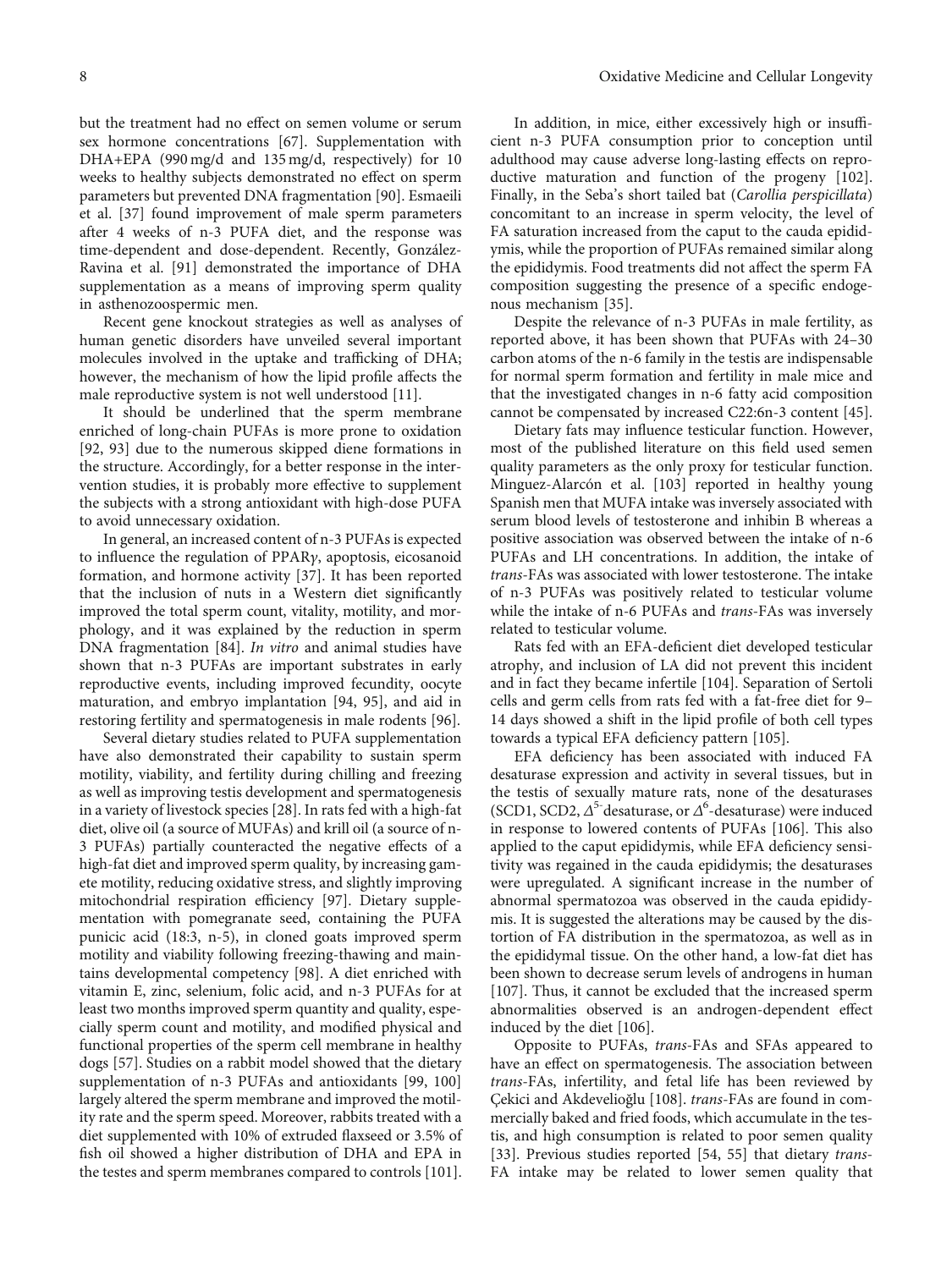but the treatment had no effect on semen volume or serum sex hormone concentrations [67]. Supplementation with DHA+EPA (990 mg/d and 135 mg/d, respectively) for 10 weeks to healthy subjects demonstrated no effect on sperm parameters but prevented DNA fragmentation [90]. Esmaeili et al. [37] found improvement of male sperm parameters after 4 weeks of n-3 PUFA diet, and the response was time-dependent and dose-dependent. Recently, González-Ravina et al. [91] demonstrated the importance of DHA supplementation as a means of improving sperm quality in asthenozoospermic men.

Recent gene knockout strategies as well as analyses of human genetic disorders have unveiled several important molecules involved in the uptake and trafficking of DHA; however, the mechanism of how the lipid profile affects the male reproductive system is not well understood [11].

It should be underlined that the sperm membrane enriched of long-chain PUFAs is more prone to oxidation [92, 93] due to the numerous skipped diene formations in the structure. Accordingly, for a better response in the intervention studies, it is probably more effective to supplement the subjects with a strong antioxidant with high-dose PUFA to avoid unnecessary oxidation.

In general, an increased content of n-3 PUFAs is expected to influence the regulation of PPAR$\gamma$, apoptosis, eicosanoid formation, and hormone activity [37]. It has been reported that the inclusion of nuts in a Western diet significantly improved the total sperm count, vitality, motility, and morphology, and it was explained by the reduction in sperm DNA fragmentation [84]. *In vitro* and animal studies have shown that n-3 PUFAs are important substrates in early reproductive events, including improved fecundity, oocyte maturation, and embryo implantation [94, 95], and aid in restoring fertility and spermatogenesis in male rodents [96].

Several dietary studies related to PUFA supplementation have also demonstrated their capability to sustain sperm motility, viability, and fertility during chilling and freezing as well as improving testis development and spermatogenesis in a variety of livestock species [28]. In rats fed with a high-fat diet, olive oil (a source of MUFAs) and krill oil (a source of n-3 PUFAs) partially counteracted the negative effects of a high-fat diet and improved sperm quality, by increasing gamete motility, reducing oxidative stress, and slightly improving mitochondrial respiration efficiency [97]. Dietary supplementation with pomegranate seed, containing the PUFA punicic acid (18:3, n-5), in cloned goats improved sperm motility and viability following freezing-thawing and maintains developmental competency [98]. A diet enriched with vitamin E, zinc, selenium, folic acid, and n-3 PUFAs for at least two months improved sperm quantity and quality, especially sperm count and motility, and modified physical and functional properties of the sperm cell membrane in healthy dogs [57]. Studies on a rabbit model showed that the dietary supplementation of n-3 PUFAs and antioxidants [99, 100] largely altered the sperm membrane and improved the motility rate and the sperm speed. Moreover, rabbits treated with a diet supplemented with 10% of extruded flaxseed or 3.5% of fish oil showed a higher distribution of DHA and EPA in the testes and sperm membranes compared to controls [101].

In addition, in mice, either excessively high or insufficient n-3 PUFA consumption prior to conception until adulthood may cause adverse long-lasting effects on reproductive maturation and function of the progeny [102]. Finally, in the Seba's short tailed bat (*Carollia perspicillata*) concomitant to an increase in sperm velocity, the level of FA saturation increased from the caput to the cauda epididymis, while the proportion of PUFAs remained similar along the epididymis. Food treatments did not affect the sperm FA composition suggesting the presence of a specific endogenous mechanism [35].

Despite the relevance of n-3 PUFAs in male fertility, as reported above, it has been shown that PUFAs with 24–30 carbon atoms of the n-6 family in the testis are indispensable for normal sperm formation and fertility in male mice and that the investigated changes in n-6 fatty acid composition cannot be compensated by increased C22:6n-3 content [45].

Dietary fats may influence testicular function. However, most of the published literature on this field used semen quality parameters as the only proxy for testicular function. Minguez-Alarcón et al. [103] reported in healthy young Spanish men that MUFA intake was inversely associated with serum blood levels of testosterone and inhibin B whereas a positive association was observed between the intake of n-6 PUFAs and LH concentrations. In addition, the intake of *trans*-FAs was associated with lower testosterone. The intake of n-3 PUFAs was positively related to testicular volume while the intake of n-6 PUFAs and *trans*-FAs was inversely related to testicular volume.

Rats fed with an EFA-deficient diet developed testicular atrophy, and inclusion of LA did not prevent this incident and in fact they became infertile [104]. Separation of Sertoli cells and germ cells from rats fed with a fat-free diet for 9–14 days showed a shift in the lipid profile of both cell types towards a typical EFA deficiency pattern [105].

EFA deficiency has been associated with induced FA desaturase expression and activity in several tissues, but in the testis of sexually mature rats, none of the desaturases (SCD1, SCD2, $\Delta^5$-desaturase, or $\Delta^6$-desaturase) were induced in response to lowered contents of PUFAs [106]. This also applied to the caput epididymis, while EFA deficiency sensitivity was regained in the cauda epididymis; the desaturases were upregulated. A significant increase in the number of abnormal spermatozoa was observed in the cauda epididymis. It is suggested the alterations may be caused by the distortion of FA distribution in the spermatozoa, as well as in the epididymal tissue. On the other hand, a low-fat diet has been shown to decrease serum levels of androgens in human [107]. Thus, it cannot be excluded that the increased sperm abnormalities observed is an androgen-dependent effect induced by the diet [106].

Opposite to PUFAs, *trans*-FAs and SFAs appeared to have an effect on spermatogenesis. The association between *trans*-FAs, infertility, and fetal life has been reviewed by Çekici and Akdevelioğlu [108]. *trans*-FAs are found in commercially baked and fried foods, which accumulate in the testis, and high consumption is related to poor semen quality [33]. Previous studies reported [54, 55] that dietary *trans*-FA intake may be related to lower semen quality that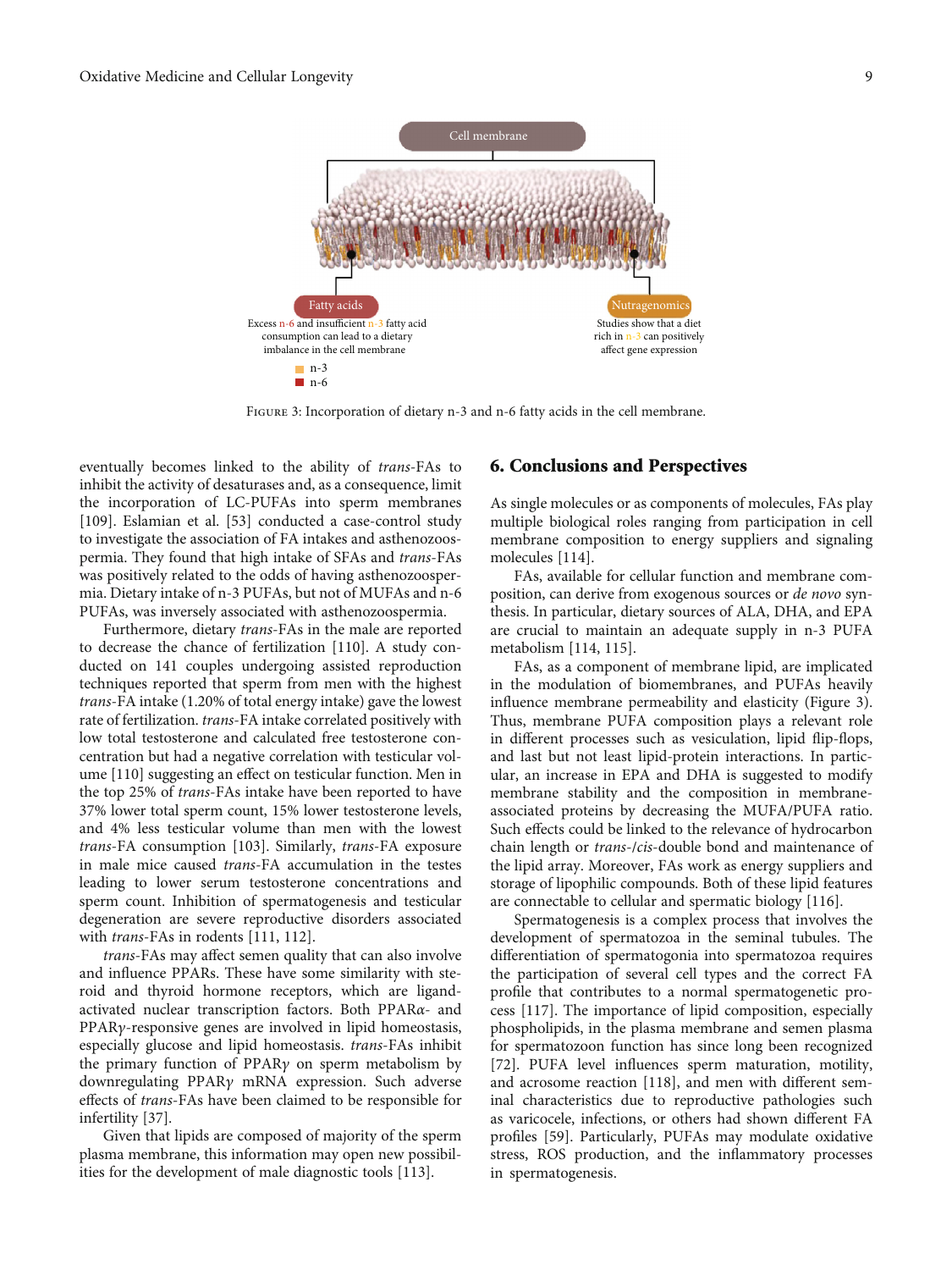Cell membrane

Fatty acids

Excess n-6 and insufficient n-3 fatty acid consumption can lead to a dietary imbalance in the cell membrane

Nutragenomics

Studies show that a diet rich in n-3 can positively affect gene expression

n-3

n-6

Figure 3: Incorporation of dietary n-3 and n-6 fatty acids in the cell membrane.

eventually becomes linked to the ability of *trans*-FAs to inhibit the activity of desaturases and, as a consequence, limit the incorporation of LC-PUFAs into sperm membranes [109]. Eslamian et al. [53] conducted a case-control study to investigate the association of FA intakes and asthenozoospermia. They found that high intake of SFAs and *trans*-FAs was positively related to the odds of having asthenozoospermia. Dietary intake of n-3 PUFAs, but not of MUFAs and n-6 PUFAs, was inversely associated with asthenozoospermia.

Furthermore, dietary *trans*-FAs in the male are reported to decrease the chance of fertilization [110]. A study conducted on 141 couples undergoing assisted reproduction techniques reported that sperm from men with the highest *trans*-FA intake (1.20% of total energy intake) gave the lowest rate of fertilization. *trans*-FA intake correlated positively with low total testosterone and calculated free testosterone concentration but had a negative correlation with testicular volume [110] suggesting an effect on testicular function. Men in the top 25% of *trans*-FAs intake have been reported to have 37% lower total sperm count, 15% lower testosterone levels, and 4% less testicular volume than men with the lowest *trans*-FA consumption [103]. Similarly, *trans*-FA exposure in male mice caused *trans*-FA accumulation in the testes leading to lower serum testosterone concentrations and sperm count. Inhibition of spermatogenesis and testicular degeneration are severe reproductive disorders associated with *trans*-FAs in rodents [111, 112].

*trans*-FAs may affect semen quality that can also involve and influence PPARs. These have some similarity with steroid and thyroid hormone receptors, which are ligand-activated nuclear transcription factors. Both PPAR$\alpha$- and PPAR$\gamma$-responsive genes are involved in lipid homeostasis, especially glucose and lipid homeostasis. *trans*-FAs inhibit the primary function of PPAR$\gamma$ on sperm metabolism by downregulating PPAR$\gamma$ mRNA expression. Such adverse effects of *trans*-FAs have been claimed to be responsible for infertility [37].

Given that lipids are composed of majority of the sperm plasma membrane, this information may open new possibilities for the development of male diagnostic tools [113].

## 6. Conclusions and Perspectives

As single molecules or as components of molecules, FAs play multiple biological roles ranging from participation in cell membrane composition to energy suppliers and signaling molecules [114].

FAs, available for cellular function and membrane composition, can derive from exogenous sources or *de novo* synthesis. In particular, dietary sources of ALA, DHA, and EPA are crucial to maintain an adequate supply in n-3 PUFA metabolism [114, 115].

FAs, as a component of membrane lipid, are implicated in the modulation of biomembranes, and PUFAs heavily influence membrane permeability and elasticity (Figure 3). Thus, membrane PUFA composition plays a relevant role in different processes such as vesiculation, lipid flip-flops, and last but not least lipid-protein interactions. In particular, an increase in EPA and DHA is suggested to modify membrane stability and the composition in membrane-associated proteins by decreasing the MUFA/PUFA ratio. Such effects could be linked to the relevance of hydrocarbon chain length or *trans*-/*cis*-double bond and maintenance of the lipid array. Moreover, FAs work as energy suppliers and storage of lipophilic compounds. Both of these lipid features are connectable to cellular and spermatic biology [116].

Spermatogenesis is a complex process that involves the development of spermatozoa in the seminal tubules. The differentiation of spermatogonia into spermatozoa requires the participation of several cell types and the correct FA profile that contributes to a normal spermatogenetic process [117]. The importance of lipid composition, especially phospholipids, in the plasma membrane and semen plasma for spermatozoon function has since long been recognized [72]. PUFA level influences sperm maturation, motility, and acrosome reaction [118], and men with different seminal characteristics due to reproductive pathologies such as varicocele, infections, or others had shown different FA profiles [59]. Particularly, PUFAs may modulate oxidative stress, ROS production, and the inflammatory processes in spermatogenesis.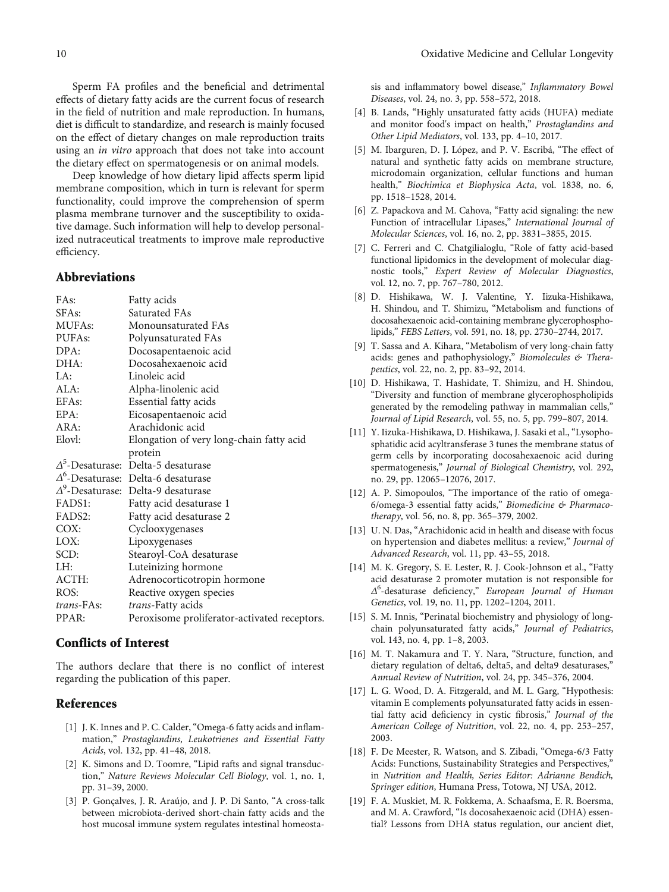Sperm FA profiles and the beneficial and detrimental effects of dietary fatty acids are the current focus of research in the field of nutrition and male reproduction. In humans, diet is difficult to standardize, and research is mainly focused on the effect of dietary changes on male reproduction traits using an *in vitro* approach that does not take into account the dietary effect on spermatogenesis or on animal models.

Deep knowledge of how dietary lipid affects sperm lipid membrane composition, which in turn is relevant for sperm functionality, could improve the comprehension of sperm plasma membrane turnover and the susceptibility to oxidative damage. Such information will help to develop personalized nutraceutical treatments to improve male reproductive efficiency.

## Abbreviations

| | |
|---|---|
| FAs: | Fatty acids |
| SFAs: | Saturated FAs |
| MUFAs: | Monounsaturated FAs |
| PUFAs: | Polyunsaturated FAs |
| DPA: | Docosapentaenoic acid |
| DHA: | Docosahexaenoic acid |
| LA: | Linoleic acid |
| ALA: | Alpha-linolenic acid |
| EFAs: | Essential fatty acids |
| EPA: | Eicosapentaenoic acid |
| ARA: | Arachidonic acid |
| Elovl: | Elongation of very long-chain fatty acid protein |
| $\Delta^5$-Desaturase: | Delta-5 desaturase |
| $\Delta^6$-Desaturase: | Delta-6 desaturase |
| $\Delta^9$-Desaturase: | Delta-9 desaturase |
| FADS1: | Fatty acid desaturase 1 |
| FADS2: | Fatty acid desaturase 2 |
| COX: | Cyclooxygenases |
| LOX: | Lipoxygenases |
| SCD: | Stearoyl-CoA desaturase |
| LH: | Luteinizing hormone |
| ACTH: | Adrenocorticotropin hormone |
| ROS: | Reactive oxygen species |
| *trans*-FAs: | *trans*-Fatty acids |
| PPAR: | Peroxisome proliferator-activated receptors. |

## Conflicts of Interest

The authors declare that there is no conflict of interest regarding the publication of this paper.

## References

[1] J. K. Innes and P. C. Calder, "Omega-6 fatty acids and inflammation," *Prostaglandins, Leukotrienes and Essential Fatty Acids*, vol. 132, pp. 41–48, 2018.

[2] K. Simons and D. Toomre, "Lipid rafts and signal transduction," *Nature Reviews Molecular Cell Biology*, vol. 1, no. 1, pp. 31–39, 2000.

[3] P. Gonçalves, J. R. Araújo, and J. P. Di Santo, "A cross-talk between microbiota-derived short-chain fatty acids and the host mucosal immune system regulates intestinal homeostasis and inflammatory bowel disease," *Inflammatory Bowel Diseases*, vol. 24, no. 3, pp. 558–572, 2018.

[4] B. Lands, "Highly unsaturated fatty acids (HUFA) mediate and monitor food's impact on health," *Prostaglandins and Other Lipid Mediators*, vol. 133, pp. 4–10, 2017.

[5] M. Ibarguren, D. J. López, and P. V. Escribá, "The effect of natural and synthetic fatty acids on membrane structure, microdomain organization, cellular functions and human health," *Biochimica et Biophysica Acta*, vol. 1838, no. 6, pp. 1518–1528, 2014.

[6] Z. Papackova and M. Cahova, "Fatty acid signaling: the new Function of intracellular Lipases," *International Journal of Molecular Sciences*, vol. 16, no. 2, pp. 3831–3855, 2015.

[7] C. Ferreri and C. Chatgilialoglu, "Role of fatty acid-based functional lipidomics in the development of molecular diagnostic tools," *Expert Review of Molecular Diagnostics*, vol. 12, no. 7, pp. 767–780, 2012.

[8] D. Hishikawa, W. J. Valentine, Y. Iizuka-Hishikawa, H. Shindou, and T. Shimizu, "Metabolism and functions of docosahexaenoic acid-containing membrane glycerophospholipids," *FEBS Letters*, vol. 591, no. 18, pp. 2730–2744, 2017.

[9] T. Sassa and A. Kihara, "Metabolism of very long-chain fatty acids: genes and pathophysiology," *Biomolecules & Therapeutics*, vol. 22, no. 2, pp. 83–92, 2014.

[10] D. Hishikawa, T. Hashidate, T. Shimizu, and H. Shindou, "Diversity and function of membrane glycerophospholipids generated by the remodeling pathway in mammalian cells," *Journal of Lipid Research*, vol. 55, no. 5, pp. 799–807, 2014.

[11] Y. Iizuka-Hishikawa, D. Hishikawa, J. Sasaki et al., "Lysophosphatidic acid acyltransferase 3 tunes the membrane status of germ cells by incorporating docosahexaenoic acid during spermatogenesis," *Journal of Biological Chemistry*, vol. 292, no. 29, pp. 12065–12076, 2017.

[12] A. P. Simopoulos, "The importance of the ratio of omega-6/omega-3 essential fatty acids," *Biomedicine & Pharmacotherapy*, vol. 56, no. 8, pp. 365–379, 2002.

[13] U. N. Das, "Arachidonic acid in health and disease with focus on hypertension and diabetes mellitus: a review," *Journal of Advanced Research*, vol. 11, pp. 43–55, 2018.

[14] M. K. Gregory, S. E. Lester, R. J. Cook-Johnson et al., "Fatty acid desaturase 2 promoter mutation is not responsible for $\Delta^6$-desaturase deficiency," *European Journal of Human Genetics*, vol. 19, no. 11, pp. 1202–1204, 2011.

[15] S. M. Innis, "Perinatal biochemistry and physiology of long-chain polyunsaturated fatty acids," *Journal of Pediatrics*, vol. 143, no. 4, pp. 1–8, 2003.

[16] M. T. Nakamura and T. Y. Nara, "Structure, function, and dietary regulation of delta6, delta5, and delta9 desaturases," *Annual Review of Nutrition*, vol. 24, pp. 345–376, 2004.

[17] L. G. Wood, D. A. Fitzgerald, and M. L. Garg, "Hypothesis: vitamin E complements polyunsaturated fatty acids in essential fatty acid deficiency in cystic fibrosis," *Journal of the American College of Nutrition*, vol. 22, no. 4, pp. 253–257, 2003.

[18] F. De Meester, R. Watson, and S. Zibadi, "Omega-6/3 Fatty Acids: Functions, Sustainability Strategies and Perspectives," in *Nutrition and Health, Series Editor: Adrianne Bendich, Springer edition*, Humana Press, Totowa, NJ USA, 2012.

[19] F. A. Muskiet, M. R. Fokkema, A. Schaafsma, E. R. Boersma, and M. A. Crawford, "Is docosahexaenoic acid (DHA) essential? Lessons from DHA status regulation, our ancient diet,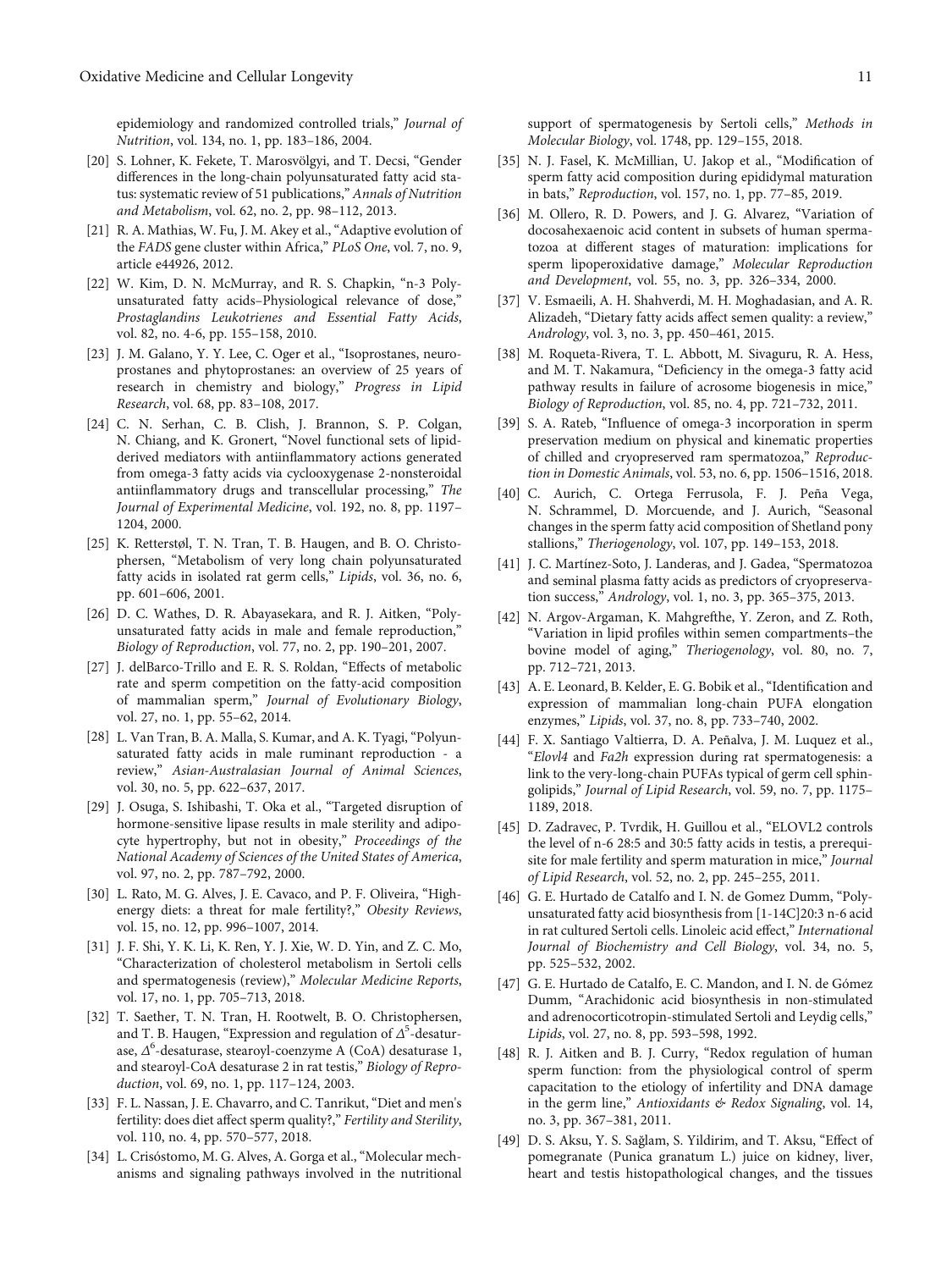epidemiology and randomized controlled trials," *Journal of Nutrition*, vol. 134, no. 1, pp. 183–186, 2004.

[20] S. Lohner, K. Fekete, T. Marosvölgyi, and T. Decsi, "Gender differences in the long-chain polyunsaturated fatty acid status: systematic review of 51 publications," *Annals of Nutrition and Metabolism*, vol. 62, no. 2, pp. 98–112, 2013.

[21] R. A. Mathias, W. Fu, J. M. Akey et al., "Adaptive evolution of the *FADS* gene cluster within Africa," *PLoS One*, vol. 7, no. 9, article e44926, 2012.

[22] W. Kim, D. N. McMurray, and R. S. Chapkin, "n-3 Polyunsaturated fatty acids–Physiological relevance of dose," *Prostaglandins Leukotrienes and Essential Fatty Acids*, vol. 82, no. 4-6, pp. 155–158, 2010.

[23] J. M. Galano, Y. Y. Lee, C. Oger et al., "Isoprostanes, neuroprostanes and phytoprostanes: an overview of 25 years of research in chemistry and biology," *Progress in Lipid Research*, vol. 68, pp. 83–108, 2017.

[24] C. N. Serhan, C. B. Clish, J. Brannon, S. P. Colgan, N. Chiang, and K. Gronert, "Novel functional sets of lipid-derived mediators with antiinflammatory actions generated from omega-3 fatty acids via cyclooxygenase 2-nonsteroidal antiinflammatory drugs and transcellular processing," *The Journal of Experimental Medicine*, vol. 192, no. 8, pp. 1197–1204, 2000.

[25] K. Retterstøl, T. N. Tran, T. B. Haugen, and B. O. Christophersen, "Metabolism of very long chain polyunsaturated fatty acids in isolated rat germ cells," *Lipids*, vol. 36, no. 6, pp. 601–606, 2001.

[26] D. C. Wathes, D. R. Abayasekara, and R. J. Aitken, "Polyunsaturated fatty acids in male and female reproduction," *Biology of Reproduction*, vol. 77, no. 2, pp. 190–201, 2007.

[27] J. delBarco-Trillo and E. R. S. Roldan, "Effects of metabolic rate and sperm competition on the fatty-acid composition of mammalian sperm," *Journal of Evolutionary Biology*, vol. 27, no. 1, pp. 55–62, 2014.

[28] L. Van Tran, B. A. Malla, S. Kumar, and A. K. Tyagi, "Polyunsaturated fatty acids in male ruminant reproduction - a review," *Asian-Australasian Journal of Animal Sciences*, vol. 30, no. 5, pp. 622–637, 2017.

[29] J. Osuga, S. Ishibashi, T. Oka et al., "Targeted disruption of hormone-sensitive lipase results in male sterility and adipocyte hypertrophy, but not in obesity," *Proceedings of the National Academy of Sciences of the United States of America*, vol. 97, no. 2, pp. 787–792, 2000.

[30] L. Rato, M. G. Alves, J. E. Cavaco, and P. F. Oliveira, "High-energy diets: a threat for male fertility?," *Obesity Reviews*, vol. 15, no. 12, pp. 996–1007, 2014.

[31] J. F. Shi, Y. K. Li, K. Ren, Y. J. Xie, W. D. Yin, and Z. C. Mo, "Characterization of cholesterol metabolism in Sertoli cells and spermatogenesis (review)," *Molecular Medicine Reports*, vol. 17, no. 1, pp. 705–713, 2018.

[32] T. Saether, T. N. Tran, H. Rootwelt, B. O. Christophersen, and T. B. Haugen, "Expression and regulation of $\Delta^5$-desaturase, $\Delta^6$-desaturase, stearoyl-coenzyme A (CoA) desaturase 1, and stearoyl-CoA desaturase 2 in rat testis," *Biology of Reproduction*, vol. 69, no. 1, pp. 117–124, 2003.

[33] F. L. Nassan, J. E. Chavarro, and C. Tanrikut, "Diet and men's fertility: does diet affect sperm quality?," *Fertility and Sterility*, vol. 110, no. 4, pp. 570–577, 2018.

[34] L. Crisóstomo, M. G. Alves, A. Gorga et al., "Molecular mechanisms and signaling pathways involved in the nutritional support of spermatogenesis by Sertoli cells," *Methods in Molecular Biology*, vol. 1748, pp. 129–155, 2018.

[35] N. J. Fasel, K. McMillian, U. Jakop et al., "Modification of sperm fatty acid composition during epididymal maturation in bats," *Reproduction*, vol. 157, no. 1, pp. 77–85, 2019.

[36] M. Ollero, R. D. Powers, and J. G. Alvarez, "Variation of docosahexaenoic acid content in subsets of human spermatozoa at different stages of maturation: implications for sperm lipoperoxidative damage," *Molecular Reproduction and Development*, vol. 55, no. 3, pp. 326–334, 2000.

[37] V. Esmaeili, A. H. Shahverdi, M. H. Moghadasian, and A. R. Alizadeh, "Dietary fatty acids affect semen quality: a review," *Andrology*, vol. 3, no. 3, pp. 450–461, 2015.

[38] M. Roqueta-Rivera, T. L. Abbott, M. Sivaguru, R. A. Hess, and M. T. Nakamura, "Deficiency in the omega-3 fatty acid pathway results in failure of acrosome biogenesis in mice," *Biology of Reproduction*, vol. 85, no. 4, pp. 721–732, 2011.

[39] S. A. Rateb, "Influence of omega-3 incorporation in sperm preservation medium on physical and kinematic properties of chilled and cryopreserved ram spermatozoa," *Reproduction in Domestic Animals*, vol. 53, no. 6, pp. 1506–1516, 2018.

[40] C. Aurich, C. Ortega Ferrusola, F. J. Peña Vega, N. Schrammel, D. Morcuende, and J. Aurich, "Seasonal changes in the sperm fatty acid composition of Shetland pony stallions," *Theriogenology*, vol. 107, pp. 149–153, 2018.

[41] J. C. Martínez-Soto, J. Landeras, and J. Gadea, "Spermatozoa and seminal plasma fatty acids as predictors of cryopreservation success," *Andrology*, vol. 1, no. 3, pp. 365–375, 2013.

[42] N. Argov-Argaman, K. Mahgrefthe, Y. Zeron, and Z. Roth, "Variation in lipid profiles within semen compartments–the bovine model of aging," *Theriogenology*, vol. 80, no. 7, pp. 712–721, 2013.

[43] A. E. Leonard, B. Kelder, E. G. Bobik et al., "Identification and expression of mammalian long-chain PUFA elongation enzymes," *Lipids*, vol. 37, no. 8, pp. 733–740, 2002.

[44] F. X. Santiago Valtierra, D. A. Peñalva, J. M. Luquez et al., "*Elovl4* and *Fa2h* expression during rat spermatogenesis: a link to the very-long-chain PUFAs typical of germ cell sphingolipids," *Journal of Lipid Research*, vol. 59, no. 7, pp. 1175–1189, 2018.

[45] D. Zadravec, P. Tvrdik, H. Guillou et al., "ELOVL2 controls the level of n-6 28:5 and 30:5 fatty acids in testis, a prerequisite for male fertility and sperm maturation in mice," *Journal of Lipid Research*, vol. 52, no. 2, pp. 245–255, 2011.

[46] G. E. Hurtado de Catalfo and I. N. de Gomez Dumm, "Polyunsaturated fatty acid biosynthesis from [1-14C]20:3 n-6 acid in rat cultured Sertoli cells. Linoleic acid effect," *International Journal of Biochemistry and Cell Biology*, vol. 34, no. 5, pp. 525–532, 2002.

[47] G. E. Hurtado de Catalfo, E. C. Mandon, and I. N. de Gómez Dumm, "Arachidonic acid biosynthesis in non-stimulated and adrenocorticotropin-stimulated Sertoli and Leydig cells," *Lipids*, vol. 27, no. 8, pp. 593–598, 1992.

[48] R. J. Aitken and B. J. Curry, "Redox regulation of human sperm function: from the physiological control of sperm capacitation to the etiology of infertility and DNA damage in the germ line," *Antioxidants & Redox Signaling*, vol. 14, no. 3, pp. 367–381, 2011.

[49] D. S. Aksu, Y. S. Sağlam, S. Yildirim, and T. Aksu, "Effect of pomegranate (Punica granatum L.) juice on kidney, liver, heart and testis histopathological changes, and the tissues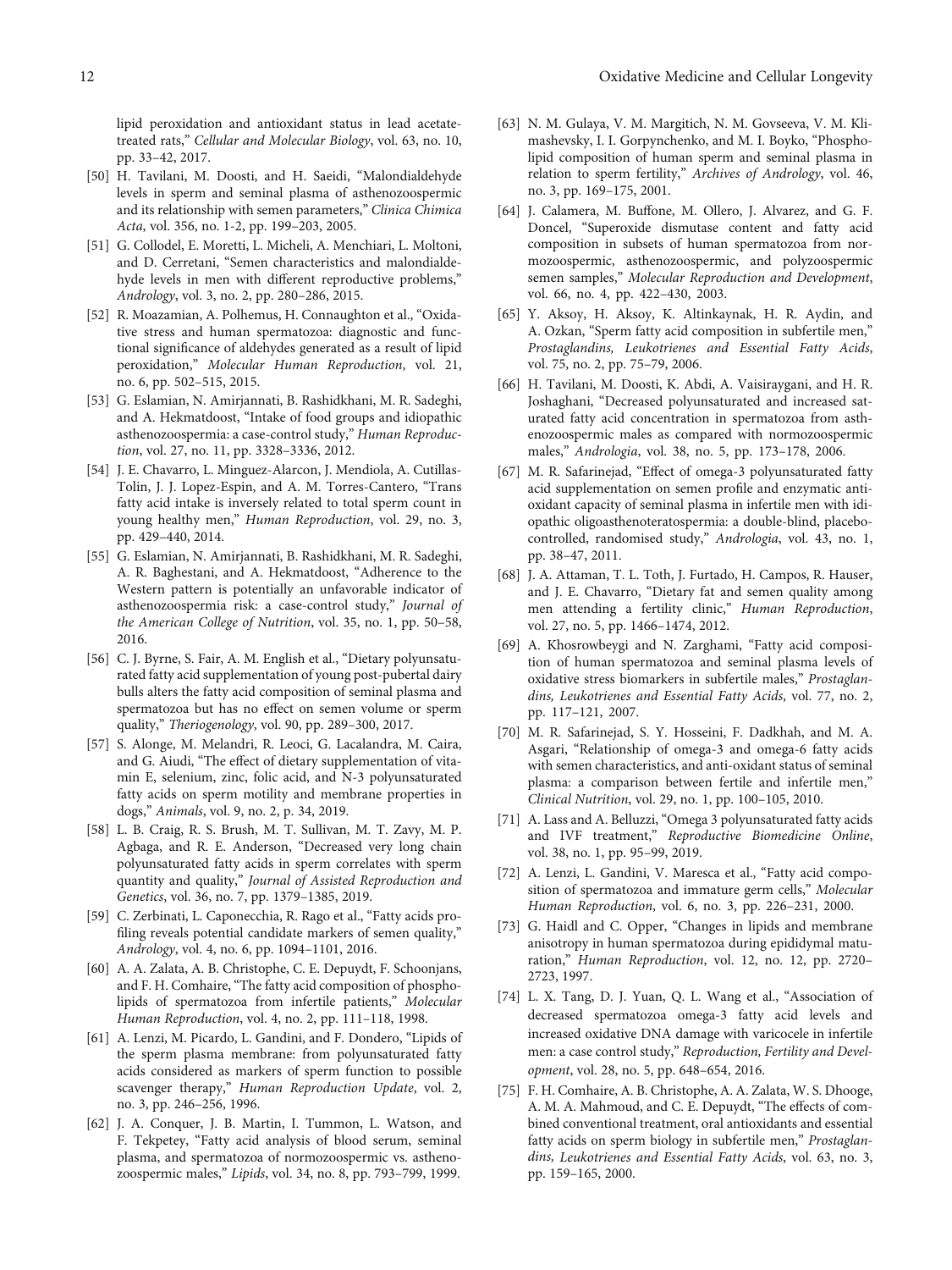lipid peroxidation and antioxidant status in lead acetate-treated rats," *Cellular and Molecular Biology*, vol. 63, no. 10, pp. 33–42, 2017.

[50] H. Tavilani, M. Doosti, and H. Saeidi, "Malondialdehyde levels in sperm and seminal plasma of asthenozoospermic and its relationship with semen parameters," *Clinica Chimica Acta*, vol. 356, no. 1-2, pp. 199–203, 2005.

[51] G. Collodel, E. Moretti, L. Micheli, A. Menchiari, L. Moltoni, and D. Cerretani, "Semen characteristics and malondialdehyde levels in men with different reproductive problems," *Andrology*, vol. 3, no. 2, pp. 280–286, 2015.

[52] R. Moazamian, A. Polhemus, H. Connaughton et al., "Oxidative stress and human spermatozoa: diagnostic and functional significance of aldehydes generated as a result of lipid peroxidation," *Molecular Human Reproduction*, vol. 21, no. 6, pp. 502–515, 2015.

[53] G. Eslamian, N. Amirjannati, B. Rashidkhani, M. R. Sadeghi, and A. Hekmatdoost, "Intake of food groups and idiopathic asthenozoospermia: a case-control study," *Human Reproduction*, vol. 27, no. 11, pp. 3328–3336, 2012.

[54] J. E. Chavarro, L. Minguez-Alarcon, J. Mendiola, A. Cutillas-Tolin, J. J. Lopez-Espin, and A. M. Torres-Cantero, "Trans fatty acid intake is inversely related to total sperm count in young healthy men," *Human Reproduction*, vol. 29, no. 3, pp. 429–440, 2014.

[55] G. Eslamian, N. Amirjannati, B. Rashidkhani, M. R. Sadeghi, A. R. Baghestani, and A. Hekmatdoost, "Adherence to the Western pattern is potentially an unfavorable indicator of asthenozoospermia risk: a case-control study," *Journal of the American College of Nutrition*, vol. 35, no. 1, pp. 50–58, 2016.

[56] C. J. Byrne, S. Fair, A. M. English et al., "Dietary polyunsaturated fatty acid supplementation of young post-pubertal dairy bulls alters the fatty acid composition of seminal plasma and spermatozoa but has no effect on semen volume or sperm quality," *Theriogenology*, vol. 90, pp. 289–300, 2017.

[57] S. Alonge, M. Melandri, R. Leoci, G. Lacalandra, M. Caira, and G. Aiudi, "The effect of dietary supplementation of vitamin E, selenium, zinc, folic acid, and N-3 polyunsaturated fatty acids on sperm motility and membrane properties in dogs," *Animals*, vol. 9, no. 2, p. 34, 2019.

[58] L. B. Craig, R. S. Brush, M. T. Sullivan, M. T. Zavy, M. P. Agbaga, and R. E. Anderson, "Decreased very long chain polyunsaturated fatty acids in sperm correlates with sperm quantity and quality," *Journal of Assisted Reproduction and Genetics*, vol. 36, no. 7, pp. 1379–1385, 2019.

[59] C. Zerbinati, L. Caponecchia, R. Rago et al., "Fatty acids profiling reveals potential candidate markers of semen quality," *Andrology*, vol. 4, no. 6, pp. 1094–1101, 2016.

[60] A. A. Zalata, A. B. Christophe, C. E. Depuydt, F. Schoonjans, and F. H. Comhaire, "The fatty acid composition of phospholipids of spermatozoa from infertile patients," *Molecular Human Reproduction*, vol. 4, no. 2, pp. 111–118, 1998.

[61] A. Lenzi, M. Picardo, L. Gandini, and F. Dondero, "Lipids of the sperm plasma membrane: from polyunsaturated fatty acids considered as markers of sperm function to possible scavenger therapy," *Human Reproduction Update*, vol. 2, no. 3, pp. 246–256, 1996.

[62] J. A. Conquer, J. B. Martin, I. Tummon, L. Watson, and F. Tekpetey, "Fatty acid analysis of blood serum, seminal plasma, and spermatozoa of normozoospermic vs. asthenozoospermic males," *Lipids*, vol. 34, no. 8, pp. 793–799, 1999.

[63] N. M. Gulaya, V. M. Margitich, N. M. Govseeva, V. M. Klimashevsky, I. I. Gorpynchenko, and M. I. Boyko, "Phospholipid composition of human sperm and seminal plasma in relation to sperm fertility," *Archives of Andrology*, vol. 46, no. 3, pp. 169–175, 2001.

[64] J. Calamera, M. Buffone, M. Ollero, J. Alvarez, and G. F. Doncel, "Superoxide dismutase content and fatty acid composition in subsets of human spermatozoa from normozoospermic, asthenozoospermic, and polyzoospermic semen samples," *Molecular Reproduction and Development*, vol. 66, no. 4, pp. 422–430, 2003.

[65] Y. Aksoy, H. Aksoy, K. Altinkaynak, H. R. Aydin, and A. Ozkan, "Sperm fatty acid composition in subfertile men," *Prostaglandins, Leukotrienes and Essential Fatty Acids*, vol. 75, no. 2, pp. 75–79, 2006.

[66] H. Tavilani, M. Doosti, K. Abdi, A. Vaisiraygani, and H. R. Joshaghani, "Decreased polyunsaturated and increased saturated fatty acid concentration in spermatozoa from asthenozoospermic males as compared with normozoospermic males," *Andrologia*, vol. 38, no. 5, pp. 173–178, 2006.

[67] M. R. Safarinejad, "Effect of omega-3 polyunsaturated fatty acid supplementation on semen profile and enzymatic antioxidant capacity of seminal plasma in infertile men with idiopathic oligoasthenoteratospermia: a double-blind, placebo-controlled, randomised study," *Andrologia*, vol. 43, no. 1, pp. 38–47, 2011.

[68] J. A. Attaman, T. L. Toth, J. Furtado, H. Campos, R. Hauser, and J. E. Chavarro, "Dietary fat and semen quality among men attending a fertility clinic," *Human Reproduction*, vol. 27, no. 5, pp. 1466–1474, 2012.

[69] A. Khosrowbeygi and N. Zarghami, "Fatty acid composition of human spermatozoa and seminal plasma levels of oxidative stress biomarkers in subfertile males," *Prostaglandins, Leukotrienes and Essential Fatty Acids*, vol. 77, no. 2, pp. 117–121, 2007.

[70] M. R. Safarinejad, S. Y. Hosseini, F. Dadkhah, and M. A. Asgari, "Relationship of omega-3 and omega-6 fatty acids with semen characteristics, and anti-oxidant status of seminal plasma: a comparison between fertile and infertile men," *Clinical Nutrition*, vol. 29, no. 1, pp. 100–105, 2010.

[71] A. Lass and A. Belluzzi, "Omega 3 polyunsaturated fatty acids and IVF treatment," *Reproductive Biomedicine Online*, vol. 38, no. 1, pp. 95–99, 2019.

[72] A. Lenzi, L. Gandini, V. Maresca et al., "Fatty acid composition of spermatozoa and immature germ cells," *Molecular Human Reproduction*, vol. 6, no. 3, pp. 226–231, 2000.

[73] G. Haidl and C. Opper, "Changes in lipids and membrane anisotropy in human spermatozoa during epididymal maturation," *Human Reproduction*, vol. 12, no. 12, pp. 2720–2723, 1997.

[74] L. X. Tang, D. J. Yuan, Q. L. Wang et al., "Association of decreased spermatozoa omega-3 fatty acid levels and increased oxidative DNA damage with varicocele in infertile men: a case control study," *Reproduction, Fertility and Development*, vol. 28, no. 5, pp. 648–654, 2016.

[75] F. H. Comhaire, A. B. Christophe, A. A. Zalata, W. S. Dhooge, A. M. A. Mahmoud, and C. E. Depuydt, "The effects of combined conventional treatment, oral antioxidants and essential fatty acids on sperm biology in subfertile men," *Prostaglandins, Leukotrienes and Essential Fatty Acids*, vol. 63, no. 3, pp. 159–165, 2000.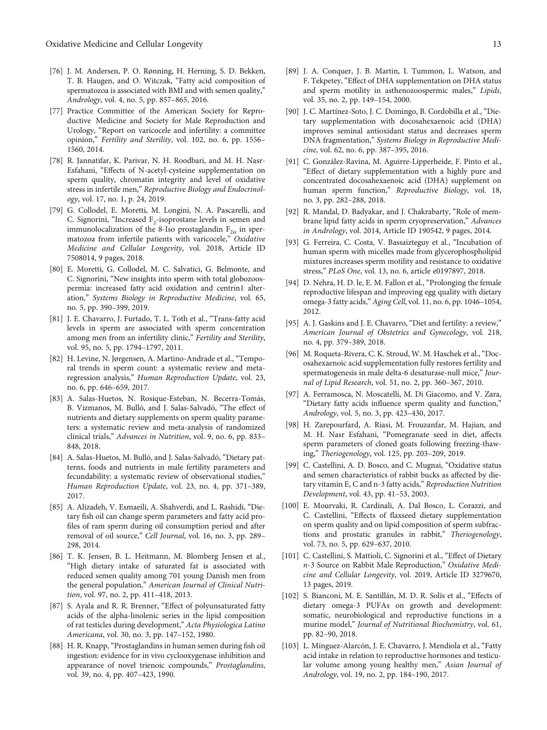[76] J. M. Andersen, P. O. Rønning, H. Herning, S. D. Bekken, T. B. Haugen, and O. Witczak, "Fatty acid composition of spermatozoa is associated with BMI and with semen quality," *Andrology*, vol. 4, no. 5, pp. 857–865, 2016.

[77] Practice Committee of the American Society for Reproductive Medicine and Society for Male Reproduction and Urology, "Report on varicocele and infertility: a committee opinion," *Fertility and Sterility*, vol. 102, no. 6, pp. 1556–1560, 2014.

[78] R. Jannatifar, K. Parivar, N. H. Roodbari, and M. H. Nasr-Esfahani, "Effects of N-acetyl-cysteine supplementation on sperm quality, chromatin integrity and level of oxidative stress in infertile men," *Reproductive Biology and Endocrinology*, vol. 17, no. 1, p. 24, 2019.

[79] G. Collodel, E. Moretti, M. Longini, N. A. Pascarelli, and C. Signorini, "Increased $F_2$-isoprostane levels in semen and immunolocalization of the 8-Iso prostaglandin $F_{2\alpha}$ in spermatozoa from infertile patients with varicocele," *Oxidative Medicine and Cellular Longevity*, vol. 2018, Article ID 7508014, 9 pages, 2018.

[80] E. Moretti, G. Collodel, M. C. Salvatici, G. Belmonte, and C. Signorini, "New insights into sperm with total globozoospermia: increased fatty acid oxidation and centrin1 alteration," *Systems Biology in Reproductive Medicine*, vol. 65, no. 5, pp. 390–399, 2019.

[81] J. E. Chavarro, J. Furtado, T. L. Toth et al., "Trans-fatty acid levels in sperm are associated with sperm concentration among men from an infertility clinic," *Fertility and Sterility*, vol. 95, no. 5, pp. 1794–1797, 2011.

[82] H. Levine, N. Jørgensen, A. Martino-Andrade et al., "Temporal trends in sperm count: a systematic review and meta-regression analysis," *Human Reproduction Update*, vol. 23, no. 6, pp. 646–659, 2017.

[83] A. Salas-Huetos, N. Rosique-Esteban, N. Becerra-Tomás, B. Vizmanos, M. Bulló, and J. Salas-Salvadó, "The effect of nutrients and dietary supplements on sperm quality parameters: a systematic review and meta-analysis of randomized clinical trials," *Advances in Nutrition*, vol. 9, no. 6, pp. 833–848, 2018.

[84] A. Salas-Huetos, M. Bulló, and J. Salas-Salvadó, "Dietary patterns, foods and nutrients in male fertility parameters and fecundability: a systematic review of observational studies," *Human Reproduction Update*, vol. 23, no. 4, pp. 371–389, 2017.

[85] A. Alizadeh, V. Esmaeili, A. Shahverdi, and L. Rashidi, "Dietary fish oil can change sperm parameters and fatty acid profiles of ram sperm during oil consumption period and after removal of oil source," *Cell Journal*, vol. 16, no. 3, pp. 289–298, 2014.

[86] T. K. Jensen, B. L. Heitmann, M. Blomberg Jensen et al., "High dietary intake of saturated fat is associated with reduced semen quality among 701 young Danish men from the general population," *American Journal of Clinical Nutrition*, vol. 97, no. 2, pp. 411–418, 2013.

[87] S. Ayala and R. R. Brenner, "Effect of polyunsaturated fatty acids of the alpha-linolenic series in the lipid composition of rat testicles during development," *Acta Physiologica Latino Americana*, vol. 30, no. 3, pp. 147–152, 1980.

[88] H. R. Knapp, "Prostaglandins in human semen during fish oil ingestion: evidence for in vivo cyclooxygenase inhibition and appearance of novel trienoic compounds," *Prostaglandins*, vol. 39, no. 4, pp. 407–423, 1990.

[89] J. A. Conquer, J. B. Martin, I. Tummon, L. Watson, and F. Tekpetey, "Effect of DHA supplementation on DHA status and sperm motility in asthenozoospermic males," *Lipids*, vol. 35, no. 2, pp. 149–154, 2000.

[90] J. C. Martínez-Soto, J. C. Domingo, B. Cordobilla et al., "Dietary supplementation with docosahexaenoic acid (DHA) improves seminal antioxidant status and decreases sperm DNA fragmentation," *Systems Biology in Reproductive Medicine*, vol. 62, no. 6, pp. 387–395, 2016.

[91] C. González-Ravina, M. Aguirre-Lipperheide, F. Pinto et al., "Effect of dietary supplementation with a highly pure and concentrated docosahexaenoic acid (DHA) supplement on human sperm function," *Reproductive Biology*, vol. 18, no. 3, pp. 282–288, 2018.

[92] R. Mandal, D. Badyakar, and J. Chakrabarty, "Role of membrane lipid fatty acids in sperm cryopreservation," *Advances in Andrology*, vol. 2014, Article ID 190542, 9 pages, 2014.

[93] G. Ferreira, C. Costa, V. Bassaizteguy et al., "Incubation of human sperm with micelles made from glycerophospholipid mixtures increases sperm motility and resistance to oxidative stress," *PLoS One*, vol. 13, no. 6, article e0197897, 2018.

[94] D. Nehra, H. D. le, E. M. Fallon et al., "Prolonging the female reproductive lifespan and improving egg quality with dietary omega-3 fatty acids," *Aging Cell*, vol. 11, no. 6, pp. 1046–1054, 2012.

[95] A. J. Gaskins and J. E. Chavarro, "Diet and fertility: a review," *American Journal of Obstetrics and Gynecology*, vol. 218, no. 4, pp. 379–389, 2018.

[96] M. Roqueta-Rivera, C. K. Stroud, W. M. Haschek et al., "Docosahexaenoic acid supplementation fully restores fertility and spermatogenesis in male delta-6 desaturase-null mice," *Journal of Lipid Research*, vol. 51, no. 2, pp. 360–367, 2010.

[97] A. Ferramosca, N. Moscatelli, M. Di Giacomo, and V. Zara, "Dietary fatty acids influence sperm quality and function," *Andrology*, vol. 5, no. 3, pp. 423–430, 2017.

[98] H. Zarepourfard, A. Riasi, M. Frouzanfar, M. Hajian, and M. H. Nasr Esfahani, "Pomegranate seed in diet, affects sperm parameters of cloned goats following freezing-thawing," *Theriogenology*, vol. 125, pp. 203–209, 2019.

[99] C. Castellini, A. D. Bosco, and C. Mugnai, "Oxidative status and semen characteristics of rabbit bucks as affected by dietary vitamin E, C and n-3 fatty acids," *Reproduction Nutrition Development*, vol. 43, pp. 41–53, 2003.

[100] E. Mourvaki, R. Cardinali, A. Dal Bosco, L. Corazzi, and C. Castellini, "Effects of flaxseed dietary supplementation on sperm quality and on lipid composition of sperm subfractions and prostatic granules in rabbit," *Theriogenology*, vol. 73, no. 5, pp. 629–637, 2010.

[101] C. Castellini, S. Mattioli, C. Signorini et al., "Effect of Dietary *n*-3 Source on Rabbit Male Reproduction," *Oxidative Medicine and Cellular Longevity*, vol. 2019, Article ID 3279670, 13 pages, 2019.

[102] S. Bianconi, M. E. Santillán, M. D. R. Solís et al., "Effects of dietary omega-3 PUFAs on growth and development: somatic, neurobiological and reproductive functions in a murine model," *Journal of Nutritional Biochemistry*, vol. 61, pp. 82–90, 2018.

[103] L. Mínguez-Alarcón, J. E. Chavarro, J. Mendiola et al., "Fatty acid intake in relation to reproductive hormones and testicular volume among young healthy men," *Asian Journal of Andrology*, vol. 19, no. 2, pp. 184–190, 2017.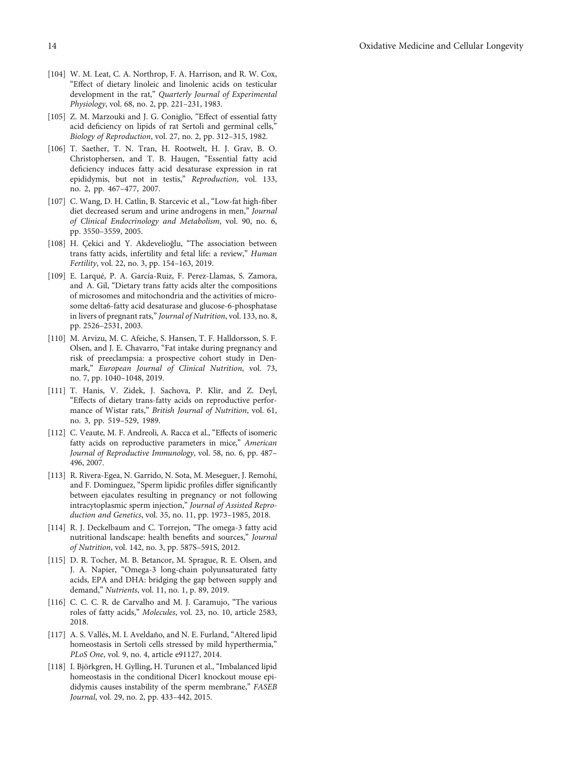[104] W. M. Leat, C. A. Northrop, F. A. Harrison, and R. W. Cox, "Effect of dietary linoleic and linolenic acids on testicular development in the rat," *Quarterly Journal of Experimental Physiology*, vol. 68, no. 2, pp. 221–231, 1983.

[105] Z. M. Marzouki and J. G. Coniglio, "Effect of essential fatty acid deficiency on lipids of rat Sertoli and germinal cells," *Biology of Reproduction*, vol. 27, no. 2, pp. 312–315, 1982.

[106] T. Saether, T. N. Tran, H. Rootwelt, H. J. Grav, B. O. Christophersen, and T. B. Haugen, "Essential fatty acid deficiency induces fatty acid desaturase expression in rat epididymis, but not in testis," *Reproduction*, vol. 133, no. 2, pp. 467–477, 2007.

[107] C. Wang, D. H. Catlin, B. Starcevic et al., "Low-fat high-fiber diet decreased serum and urine androgens in men," *Journal of Clinical Endocrinology and Metabolism*, vol. 90, no. 6, pp. 3550–3559, 2005.

[108] H. Çekici and Y. Akdevelioğlu, "The association between trans fatty acids, infertility and fetal life: a review," *Human Fertility*, vol. 22, no. 3, pp. 154–163, 2019.

[109] E. Larqué, P. A. García-Ruiz, F. Perez-Llamas, S. Zamora, and A. Gil, "Dietary trans fatty acids alter the compositions of microsomes and mitochondria and the activities of microsome delta6-fatty acid desaturase and glucose-6-phosphatase in livers of pregnant rats," *Journal of Nutrition*, vol. 133, no. 8, pp. 2526–2531, 2003.

[110] M. Arvizu, M. C. Afeiche, S. Hansen, T. F. Halldorsson, S. F. Olsen, and J. E. Chavarro, "Fat intake during pregnancy and risk of preeclampsia: a prospective cohort study in Denmark," *European Journal of Clinical Nutrition*, vol. 73, no. 7, pp. 1040–1048, 2019.

[111] T. Hanis, V. Zidek, J. Sachova, P. Klir, and Z. Deyl, "Effects of dietary trans-fatty acids on reproductive performance of Wistar rats," *British Journal of Nutrition*, vol. 61, no. 3, pp. 519–529, 1989.

[112] C. Veaute, M. F. Andreoli, A. Racca et al., "Effects of isomeric fatty acids on reproductive parameters in mice," *American Journal of Reproductive Immunology*, vol. 58, no. 6, pp. 487–496, 2007.

[113] R. Rivera-Egea, N. Garrido, N. Sota, M. Meseguer, J. Remohí, and F. Dominguez, "Sperm lipidic profiles differ significantly between ejaculates resulting in pregnancy or not following intracytoplasmic sperm injection," *Journal of Assisted Reproduction and Genetics*, vol. 35, no. 11, pp. 1973–1985, 2018.

[114] R. J. Deckelbaum and C. Torrejon, "The omega-3 fatty acid nutritional landscape: health benefits and sources," *Journal of Nutrition*, vol. 142, no. 3, pp. 587S–591S, 2012.

[115] D. R. Tocher, M. B. Betancor, M. Sprague, R. E. Olsen, and J. A. Napier, "Omega-3 long-chain polyunsaturated fatty acids, EPA and DHA: bridging the gap between supply and demand," *Nutrients*, vol. 11, no. 1, p. 89, 2019.

[116] C. C. C. R. de Carvalho and M. J. Caramujo, "The various roles of fatty acids," *Molecules*, vol. 23, no. 10, article 2583, 2018.

[117] A. S. Vallés, M. I. Aveldaño, and N. E. Furland, "Altered lipid homeostasis in Sertoli cells stressed by mild hyperthermia," *PLoS One*, vol. 9, no. 4, article e91127, 2014.

[118] I. Björkgren, H. Gylling, H. Turunen et al., "Imbalanced lipid homeostasis in the conditional Dicer1 knockout mouse epididymis causes instability of the sperm membrane," *FASEB Journal*, vol. 29, no. 2, pp. 433–442, 2015.